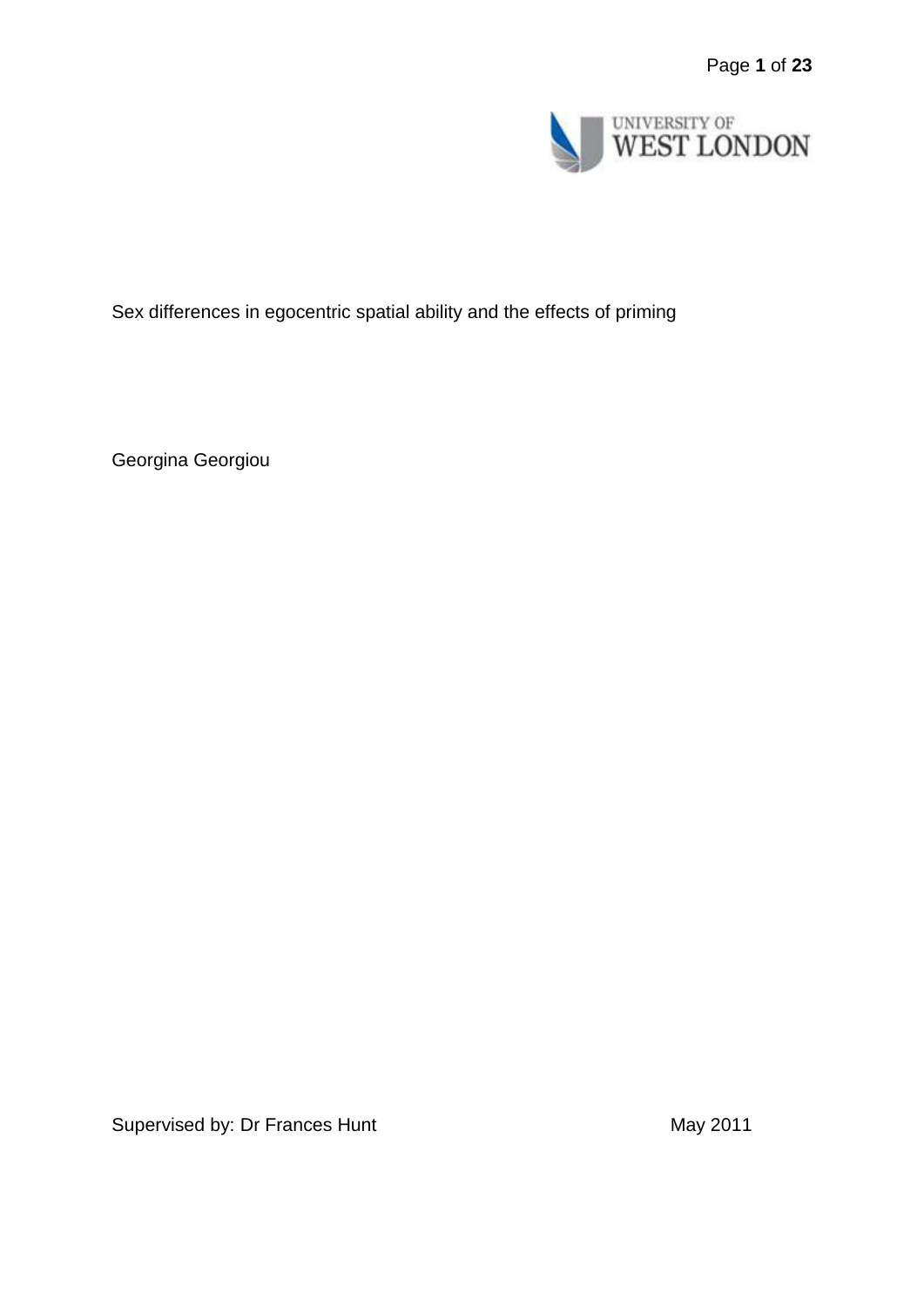UNIVERSITY OF WEST LONDON

Sex differences in egocentric spatial ability and the effects of priming

Georgina Georgiou

Supervised by: Dr Frances Hunt

May 2011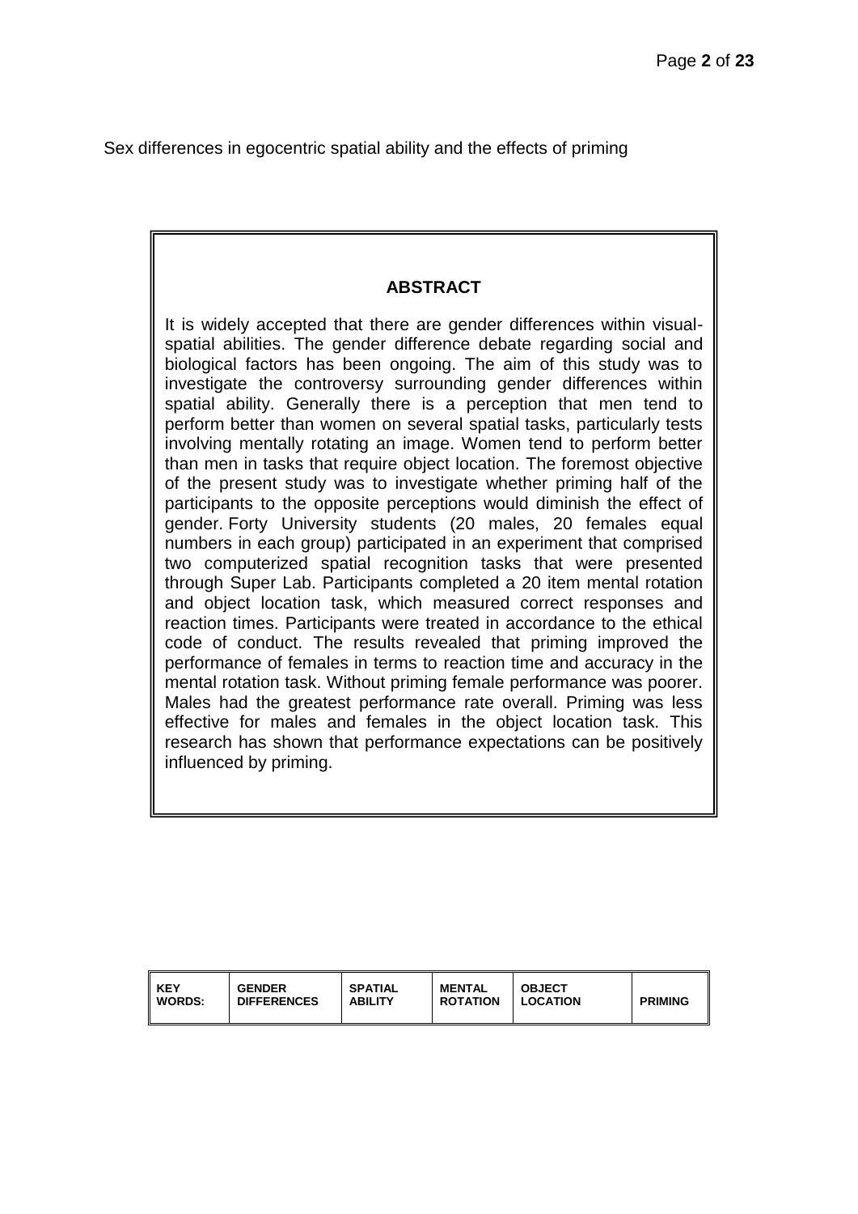Sex differences in egocentric spatial ability and the effects of priming

## ABSTRACT

It is widely accepted that there are gender differences within visual-spatial abilities. The gender difference debate regarding social and biological factors has been ongoing. The aim of this study was to investigate the controversy surrounding gender differences within spatial ability. Generally there is a perception that men tend to perform better than women on several spatial tasks, particularly tests involving mentally rotating an image. Women tend to perform better than men in tasks that require object location. The foremost objective of the present study was to investigate whether priming half of the participants to the opposite perceptions would diminish the effect of gender. Forty University students (20 males, 20 females equal numbers in each group) participated in an experiment that comprised two computerized spatial recognition tasks that were presented through Super Lab. Participants completed a 20 item mental rotation and object location task, which measured correct responses and reaction times. Participants were treated in accordance to the ethical code of conduct. The results revealed that priming improved the performance of females in terms to reaction time and accuracy in the mental rotation task. Without priming female performance was poorer. Males had the greatest performance rate overall. Priming was less effective for males and females in the object location task. This research has shown that performance expectations can be positively influenced by priming.

| KEY WORDS: | GENDER DIFFERENCES | SPATIAL ABILITY | MENTAL ROTATION | OBJECT LOCATION | PRIMING |
|---|---|---|---|---|---|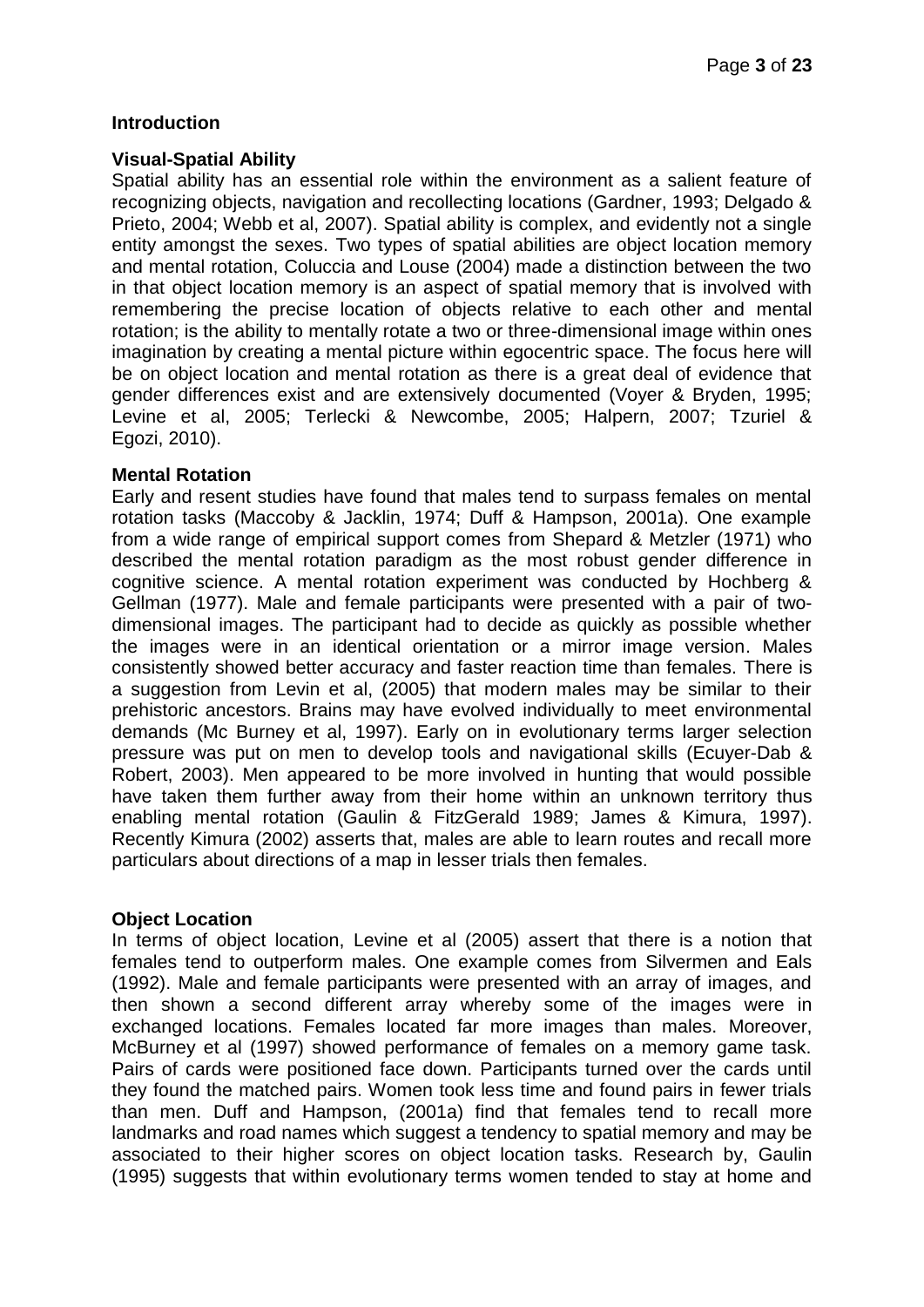## Introduction

### Visual-Spatial Ability

Spatial ability has an essential role within the environment as a salient feature of recognizing objects, navigation and recollecting locations (Gardner, 1993; Delgado & Prieto, 2004; Webb et al, 2007). Spatial ability is complex, and evidently not a single entity amongst the sexes. Two types of spatial abilities are object location memory and mental rotation, Coluccia and Louse (2004) made a distinction between the two in that object location memory is an aspect of spatial memory that is involved with remembering the precise location of objects relative to each other and mental rotation; is the ability to mentally rotate a two or three-dimensional image within ones imagination by creating a mental picture within egocentric space. The focus here will be on object location and mental rotation as there is a great deal of evidence that gender differences exist and are extensively documented (Voyer & Bryden, 1995; Levine et al, 2005; Terlecki & Newcombe, 2005; Halpern, 2007; Tzuriel & Egozi, 2010).

### Mental Rotation

Early and resent studies have found that males tend to surpass females on mental rotation tasks (Maccoby & Jacklin, 1974; Duff & Hampson, 2001a). One example from a wide range of empirical support comes from Shepard & Metzler (1971) who described the mental rotation paradigm as the most robust gender difference in cognitive science. A mental rotation experiment was conducted by Hochberg & Gellman (1977). Male and female participants were presented with a pair of two-dimensional images. The participant had to decide as quickly as possible whether the images were in an identical orientation or a mirror image version. Males consistently showed better accuracy and faster reaction time than females. There is a suggestion from Levin et al, (2005) that modern males may be similar to their prehistoric ancestors. Brains may have evolved individually to meet environmental demands (Mc Burney et al, 1997). Early on in evolutionary terms larger selection pressure was put on men to develop tools and navigational skills (Ecuyer-Dab & Robert, 2003). Men appeared to be more involved in hunting that would possible have taken them further away from their home within an unknown territory thus enabling mental rotation (Gaulin & FitzGerald 1989; James & Kimura, 1997). Recently Kimura (2002) asserts that, males are able to learn routes and recall more particulars about directions of a map in lesser trials then females.

### Object Location

In terms of object location, Levine et al (2005) assert that there is a notion that females tend to outperform males. One example comes from Silvermen and Eals (1992). Male and female participants were presented with an array of images, and then shown a second different array whereby some of the images were in exchanged locations. Females located far more images than males. Moreover, McBurney et al (1997) showed performance of females on a memory game task. Pairs of cards were positioned face down. Participants turned over the cards until they found the matched pairs. Women took less time and found pairs in fewer trials than men. Duff and Hampson, (2001a) find that females tend to recall more landmarks and road names which suggest a tendency to spatial memory and may be associated to their higher scores on object location tasks. Research by, Gaulin (1995) suggests that within evolutionary terms women tended to stay at home and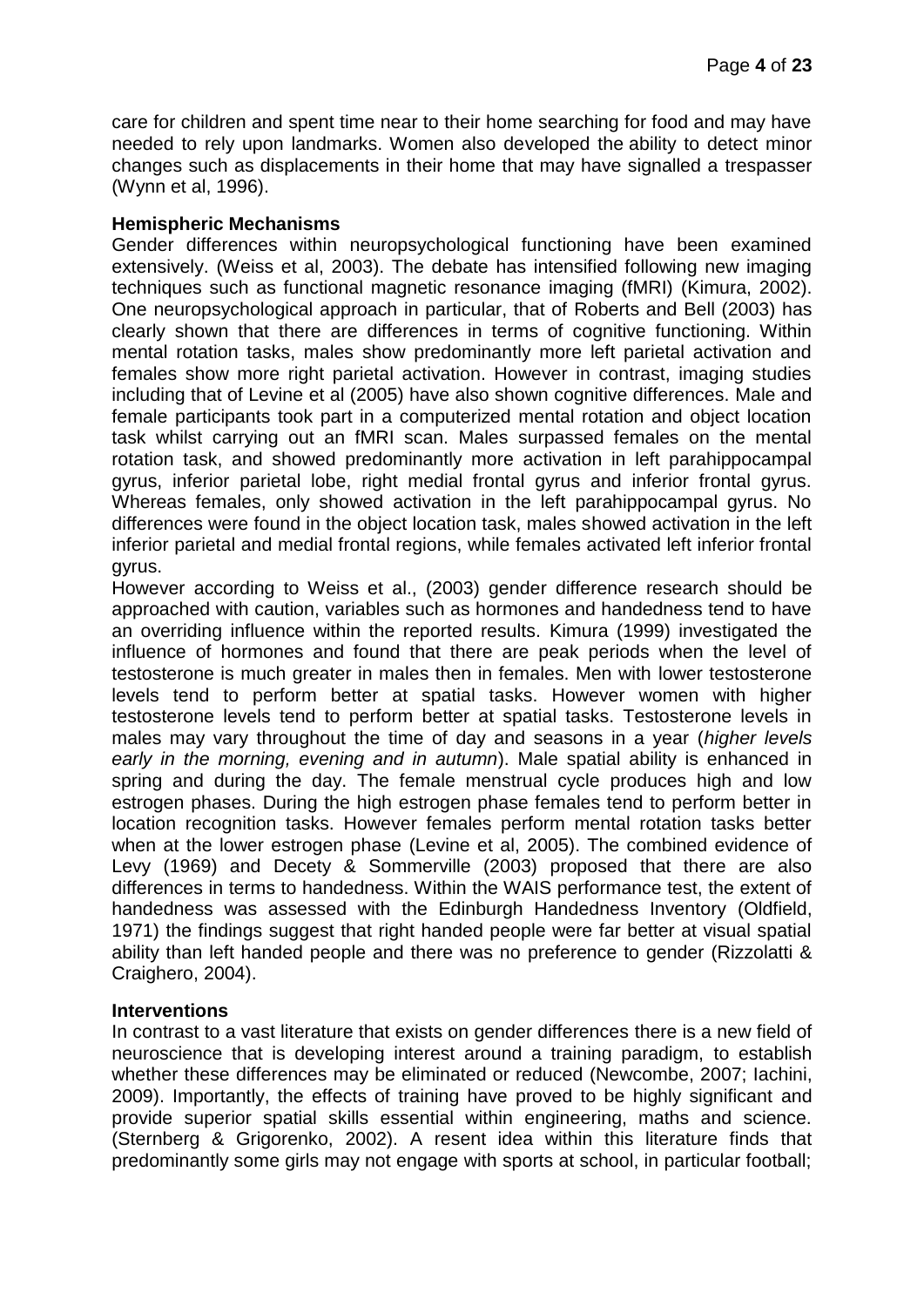care for children and spent time near to their home searching for food and may have needed to rely upon landmarks. Women also developed the ability to detect minor changes such as displacements in their home that may have signalled a trespasser (Wynn et al, 1996).

**Hemispheric Mechanisms**

Gender differences within neuropsychological functioning have been examined extensively. (Weiss et al, 2003). The debate has intensified following new imaging techniques such as functional magnetic resonance imaging (fMRI) (Kimura, 2002). One neuropsychological approach in particular, that of Roberts and Bell (2003) has clearly shown that there are differences in terms of cognitive functioning. Within mental rotation tasks, males show predominantly more left parietal activation and females show more right parietal activation. However in contrast, imaging studies including that of Levine et al (2005) have also shown cognitive differences. Male and female participants took part in a computerized mental rotation and object location task whilst carrying out an fMRI scan. Males surpassed females on the mental rotation task, and showed predominantly more activation in left parahippocampal gyrus, inferior parietal lobe, right medial frontal gyrus and inferior frontal gyrus. Whereas females, only showed activation in the left parahippocampal gyrus. No differences were found in the object location task, males showed activation in the left inferior parietal and medial frontal regions, while females activated left inferior frontal gyrus.

However according to Weiss et al., (2003) gender difference research should be approached with caution, variables such as hormones and handedness tend to have an overriding influence within the reported results. Kimura (1999) investigated the influence of hormones and found that there are peak periods when the level of testosterone is much greater in males then in females. Men with lower testosterone levels tend to perform better at spatial tasks. However women with higher testosterone levels tend to perform better at spatial tasks. Testosterone levels in males may vary throughout the time of day and seasons in a year (*higher levels early in the morning, evening and in autumn*). Male spatial ability is enhanced in spring and during the day. The female menstrual cycle produces high and low estrogen phases. During the high estrogen phase females tend to perform better in location recognition tasks. However females perform mental rotation tasks better when at the lower estrogen phase (Levine et al, 2005). The combined evidence of Levy (1969) and Decety & Sommerville (2003) proposed that there are also differences in terms to handedness. Within the WAIS performance test, the extent of handedness was assessed with the Edinburgh Handedness Inventory (Oldfield, 1971) the findings suggest that right handed people were far better at visual spatial ability than left handed people and there was no preference to gender (Rizzolatti & Craighero, 2004).

**Interventions**

In contrast to a vast literature that exists on gender differences there is a new field of neuroscience that is developing interest around a training paradigm, to establish whether these differences may be eliminated or reduced (Newcombe, 2007; Iachini, 2009). Importantly, the effects of training have proved to be highly significant and provide superior spatial skills essential within engineering, maths and science. (Sternberg & Grigorenko, 2002). A resent idea within this literature finds that predominantly some girls may not engage with sports at school, in particular football;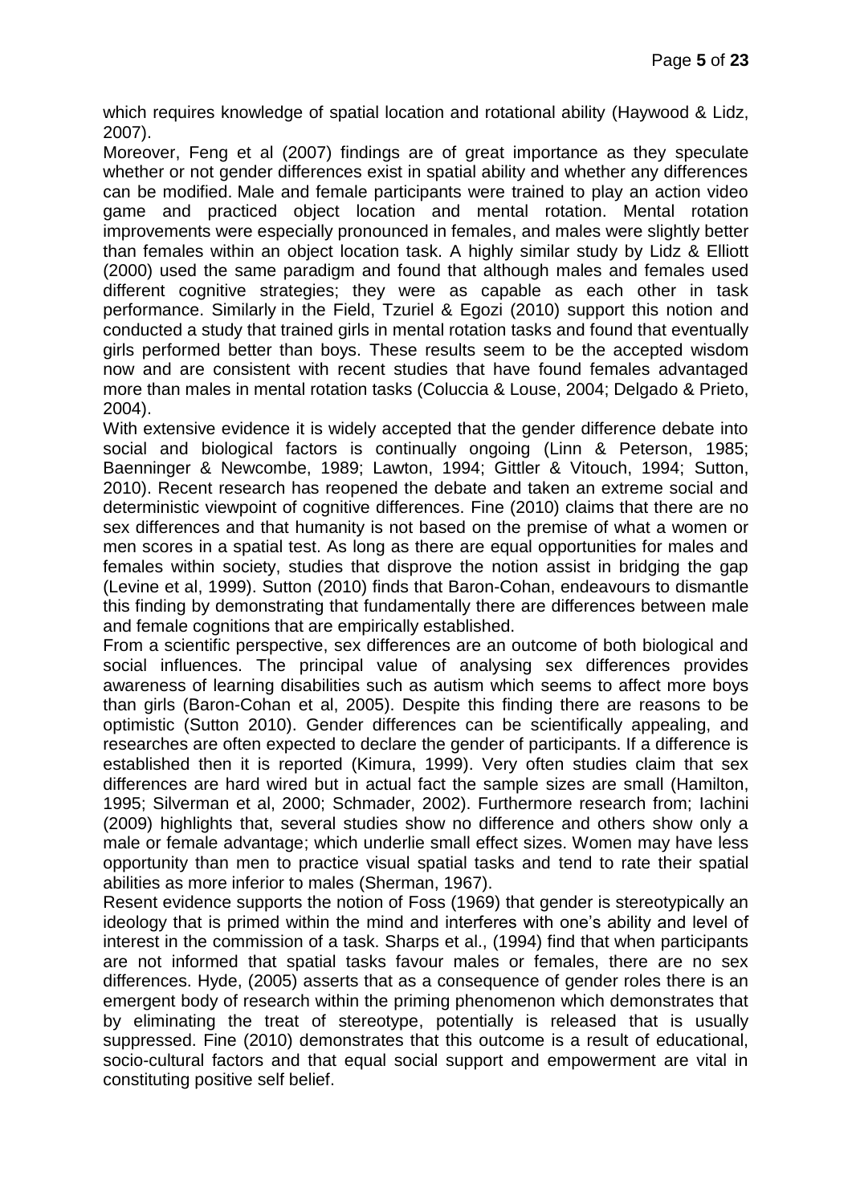which requires knowledge of spatial location and rotational ability (Haywood & Lidz, 2007).

Moreover, Feng et al (2007) findings are of great importance as they speculate whether or not gender differences exist in spatial ability and whether any differences can be modified. Male and female participants were trained to play an action video game and practiced object location and mental rotation. Mental rotation improvements were especially pronounced in females, and males were slightly better than females within an object location task. A highly similar study by Lidz & Elliott (2000) used the same paradigm and found that although males and females used different cognitive strategies; they were as capable as each other in task performance. Similarly in the Field, Tzuriel & Egozi (2010) support this notion and conducted a study that trained girls in mental rotation tasks and found that eventually girls performed better than boys. These results seem to be the accepted wisdom now and are consistent with recent studies that have found females advantaged more than males in mental rotation tasks (Coluccia & Louse, 2004; Delgado & Prieto, 2004).

With extensive evidence it is widely accepted that the gender difference debate into social and biological factors is continually ongoing (Linn & Peterson, 1985; Baenninger & Newcombe, 1989; Lawton, 1994; Gittler & Vitouch, 1994; Sutton, 2010). Recent research has reopened the debate and taken an extreme social and deterministic viewpoint of cognitive differences. Fine (2010) claims that there are no sex differences and that humanity is not based on the premise of what a women or men scores in a spatial test. As long as there are equal opportunities for males and females within society, studies that disprove the notion assist in bridging the gap (Levine et al, 1999). Sutton (2010) finds that Baron-Cohan, endeavours to dismantle this finding by demonstrating that fundamentally there are differences between male and female cognitions that are empirically established.

From a scientific perspective, sex differences are an outcome of both biological and social influences. The principal value of analysing sex differences provides awareness of learning disabilities such as autism which seems to affect more boys than girls (Baron-Cohan et al, 2005). Despite this finding there are reasons to be optimistic (Sutton 2010). Gender differences can be scientifically appealing, and researches are often expected to declare the gender of participants. If a difference is established then it is reported (Kimura, 1999). Very often studies claim that sex differences are hard wired but in actual fact the sample sizes are small (Hamilton, 1995; Silverman et al, 2000; Schmader, 2002). Furthermore research from; Iachini (2009) highlights that, several studies show no difference and others show only a male or female advantage; which underlie small effect sizes. Women may have less opportunity than men to practice visual spatial tasks and tend to rate their spatial abilities as more inferior to males (Sherman, 1967).

Resent evidence supports the notion of Foss (1969) that gender is stereotypically an ideology that is primed within the mind and interferes with one's ability and level of interest in the commission of a task. Sharps et al., (1994) find that when participants are not informed that spatial tasks favour males or females, there are no sex differences. Hyde, (2005) asserts that as a consequence of gender roles there is an emergent body of research within the priming phenomenon which demonstrates that by eliminating the treat of stereotype, potentially is released that is usually suppressed. Fine (2010) demonstrates that this outcome is a result of educational, socio-cultural factors and that equal social support and empowerment are vital in constituting positive self belief.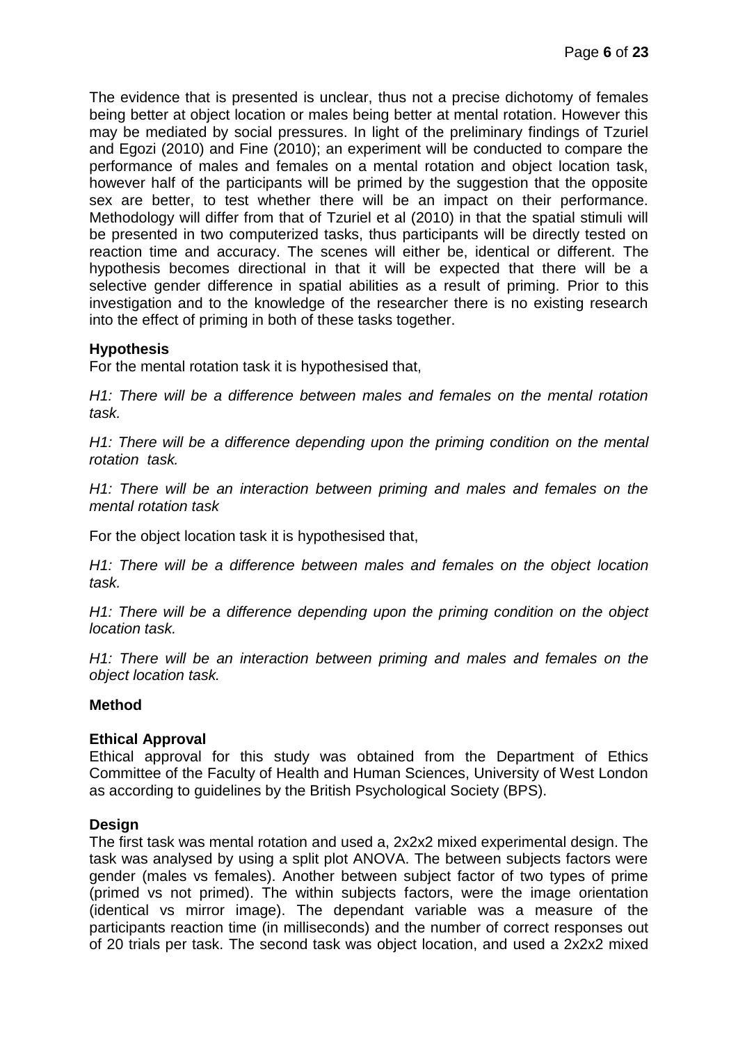The evidence that is presented is unclear, thus not a precise dichotomy of females being better at object location or males being better at mental rotation. However this may be mediated by social pressures. In light of the preliminary findings of Tzuriel and Egozi (2010) and Fine (2010); an experiment will be conducted to compare the performance of males and females on a mental rotation and object location task, however half of the participants will be primed by the suggestion that the opposite sex are better, to test whether there will be an impact on their performance. Methodology will differ from that of Tzuriel et al (2010) in that the spatial stimuli will be presented in two computerized tasks, thus participants will be directly tested on reaction time and accuracy. The scenes will either be, identical or different. The hypothesis becomes directional in that it will be expected that there will be a selective gender difference in spatial abilities as a result of priming. Prior to this investigation and to the knowledge of the researcher there is no existing research into the effect of priming in both of these tasks together.

**Hypothesis**

For the mental rotation task it is hypothesised that,

*H1: There will be a difference between males and females on the mental rotation task.*

*H1: There will be a difference depending upon the priming condition on the mental rotation task.*

*H1: There will be an interaction between priming and males and females on the mental rotation task*

For the object location task it is hypothesised that,

*H1: There will be a difference between males and females on the object location task.*

*H1: There will be a difference depending upon the priming condition on the object location task.*

*H1: There will be an interaction between priming and males and females on the object location task.*

**Method**

**Ethical Approval**

Ethical approval for this study was obtained from the Department of Ethics Committee of the Faculty of Health and Human Sciences, University of West London as according to guidelines by the British Psychological Society (BPS).

**Design**

The first task was mental rotation and used a, 2x2x2 mixed experimental design. The task was analysed by using a split plot ANOVA. The between subjects factors were gender (males vs females). Another between subject factor of two types of prime (primed vs not primed). The within subjects factors, were the image orientation (identical vs mirror image). The dependant variable was a measure of the participants reaction time (in milliseconds) and the number of correct responses out of 20 trials per task. The second task was object location, and used a 2x2x2 mixed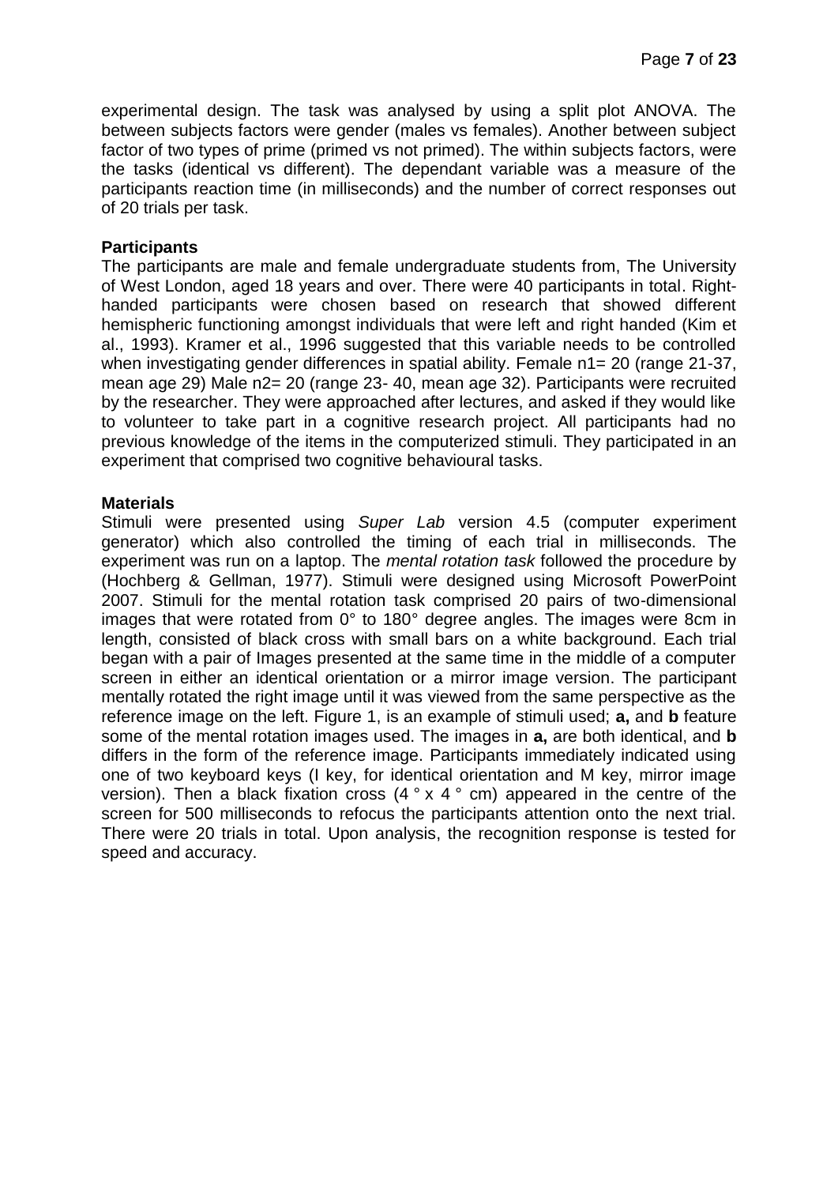experimental design. The task was analysed by using a split plot ANOVA. The between subjects factors were gender (males vs females). Another between subject factor of two types of prime (primed vs not primed). The within subjects factors, were the tasks (identical vs different). The dependant variable was a measure of the participants reaction time (in milliseconds) and the number of correct responses out of 20 trials per task.

**Participants**

The participants are male and female undergraduate students from, The University of West London, aged 18 years and over. There were 40 participants in total. Right-handed participants were chosen based on research that showed different hemispheric functioning amongst individuals that were left and right handed (Kim et al., 1993). Kramer et al., 1996 suggested that this variable needs to be controlled when investigating gender differences in spatial ability. Female n1= 20 (range 21-37, mean age 29) Male n2= 20 (range 23- 40, mean age 32). Participants were recruited by the researcher. They were approached after lectures, and asked if they would like to volunteer to take part in a cognitive research project. All participants had no previous knowledge of the items in the computerized stimuli. They participated in an experiment that comprised two cognitive behavioural tasks.

**Materials**

Stimuli were presented using *Super Lab* version 4.5 (computer experiment generator) which also controlled the timing of each trial in milliseconds. The experiment was run on a laptop. The *mental rotation task* followed the procedure by (Hochberg & Gellman, 1977). Stimuli were designed using Microsoft PowerPoint 2007. Stimuli for the mental rotation task comprised 20 pairs of two-dimensional images that were rotated from 0° to 180° degree angles. The images were 8cm in length, consisted of black cross with small bars on a white background. Each trial began with a pair of Images presented at the same time in the middle of a computer screen in either an identical orientation or a mirror image version. The participant mentally rotated the right image until it was viewed from the same perspective as the reference image on the left. Figure 1, is an example of stimuli used; **a,** and **b** feature some of the mental rotation images used. The images in **a,** are both identical, and **b** differs in the form of the reference image. Participants immediately indicated using one of two keyboard keys (I key, for identical orientation and M key, mirror image version). Then a black fixation cross (4 ° x 4 ° cm) appeared in the centre of the screen for 500 milliseconds to refocus the participants attention onto the next trial. There were 20 trials in total. Upon analysis, the recognition response is tested for speed and accuracy.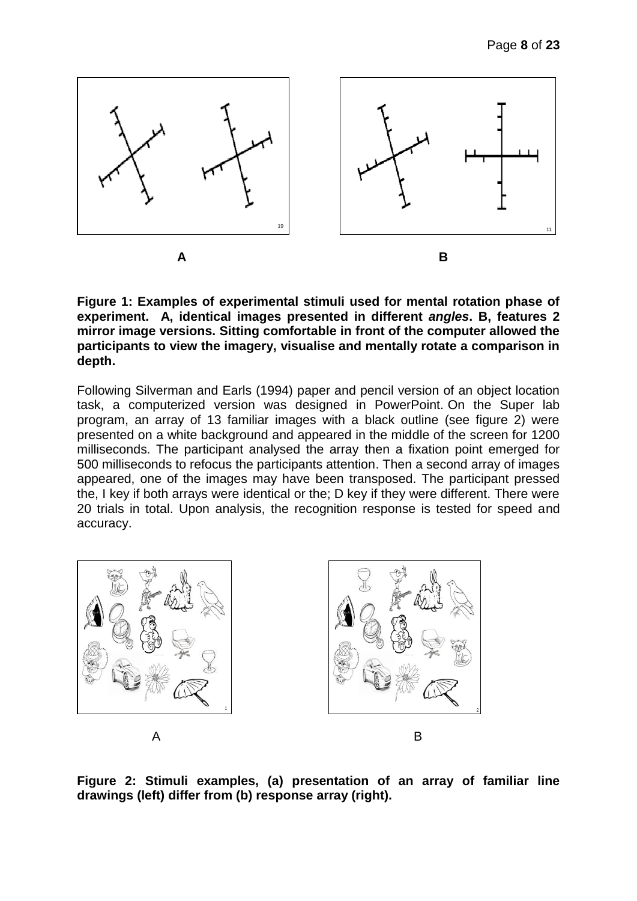A B

**Figure 1: Examples of experimental stimuli used for mental rotation phase of experiment. A, identical images presented in different *angles*. B, features 2 mirror image versions. Sitting comfortable in front of the computer allowed the participants to view the imagery, visualise and mentally rotate a comparison in depth.**

Following Silverman and Earls (1994) paper and pencil version of an object location task, a computerized version was designed in PowerPoint. On the Super lab program, an array of 13 familiar images with a black outline (see figure 2) were presented on a white background and appeared in the middle of the screen for 1200 milliseconds. The participant analysed the array then a fixation point emerged for 500 milliseconds to refocus the participants attention. Then a second array of images appeared, one of the images may have been transposed. The participant pressed the, I key if both arrays were identical or the; D key if they were different. There were 20 trials in total. Upon analysis, the recognition response is tested for speed and accuracy.

A B

**Figure 2: Stimuli examples, (a) presentation of an array of familiar line drawings (left) differ from (b) response array (right).**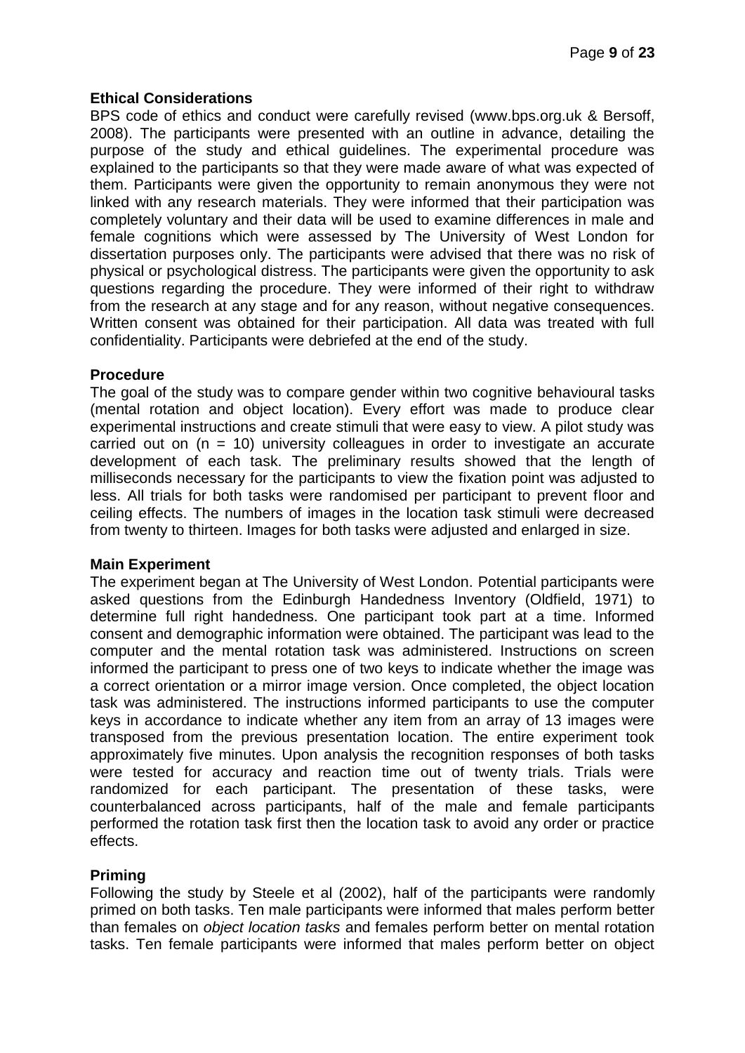**Ethical Considerations**

BPS code of ethics and conduct were carefully revised (www.bps.org.uk & Bersoff, 2008). The participants were presented with an outline in advance, detailing the purpose of the study and ethical guidelines. The experimental procedure was explained to the participants so that they were made aware of what was expected of them. Participants were given the opportunity to remain anonymous they were not linked with any research materials. They were informed that their participation was completely voluntary and their data will be used to examine differences in male and female cognitions which were assessed by The University of West London for dissertation purposes only. The participants were advised that there was no risk of physical or psychological distress. The participants were given the opportunity to ask questions regarding the procedure. They were informed of their right to withdraw from the research at any stage and for any reason, without negative consequences. Written consent was obtained for their participation. All data was treated with full confidentiality. Participants were debriefed at the end of the study.

**Procedure**

The goal of the study was to compare gender within two cognitive behavioural tasks (mental rotation and object location). Every effort was made to produce clear experimental instructions and create stimuli that were easy to view. A pilot study was carried out on (n = 10) university colleagues in order to investigate an accurate development of each task. The preliminary results showed that the length of milliseconds necessary for the participants to view the fixation point was adjusted to less. All trials for both tasks were randomised per participant to prevent floor and ceiling effects. The numbers of images in the location task stimuli were decreased from twenty to thirteen. Images for both tasks were adjusted and enlarged in size.

**Main Experiment**

The experiment began at The University of West London. Potential participants were asked questions from the Edinburgh Handedness Inventory (Oldfield, 1971) to determine full right handedness. One participant took part at a time. Informed consent and demographic information were obtained. The participant was lead to the computer and the mental rotation task was administered. Instructions on screen informed the participant to press one of two keys to indicate whether the image was a correct orientation or a mirror image version. Once completed, the object location task was administered. The instructions informed participants to use the computer keys in accordance to indicate whether any item from an array of 13 images were transposed from the previous presentation location. The entire experiment took approximately five minutes. Upon analysis the recognition responses of both tasks were tested for accuracy and reaction time out of twenty trials. Trials were randomized for each participant. The presentation of these tasks, were counterbalanced across participants, half of the male and female participants performed the rotation task first then the location task to avoid any order or practice effects.

**Priming**

Following the study by Steele et al (2002), half of the participants were randomly primed on both tasks. Ten male participants were informed that males perform better than females on *object location tasks* and females perform better on mental rotation tasks. Ten female participants were informed that males perform better on object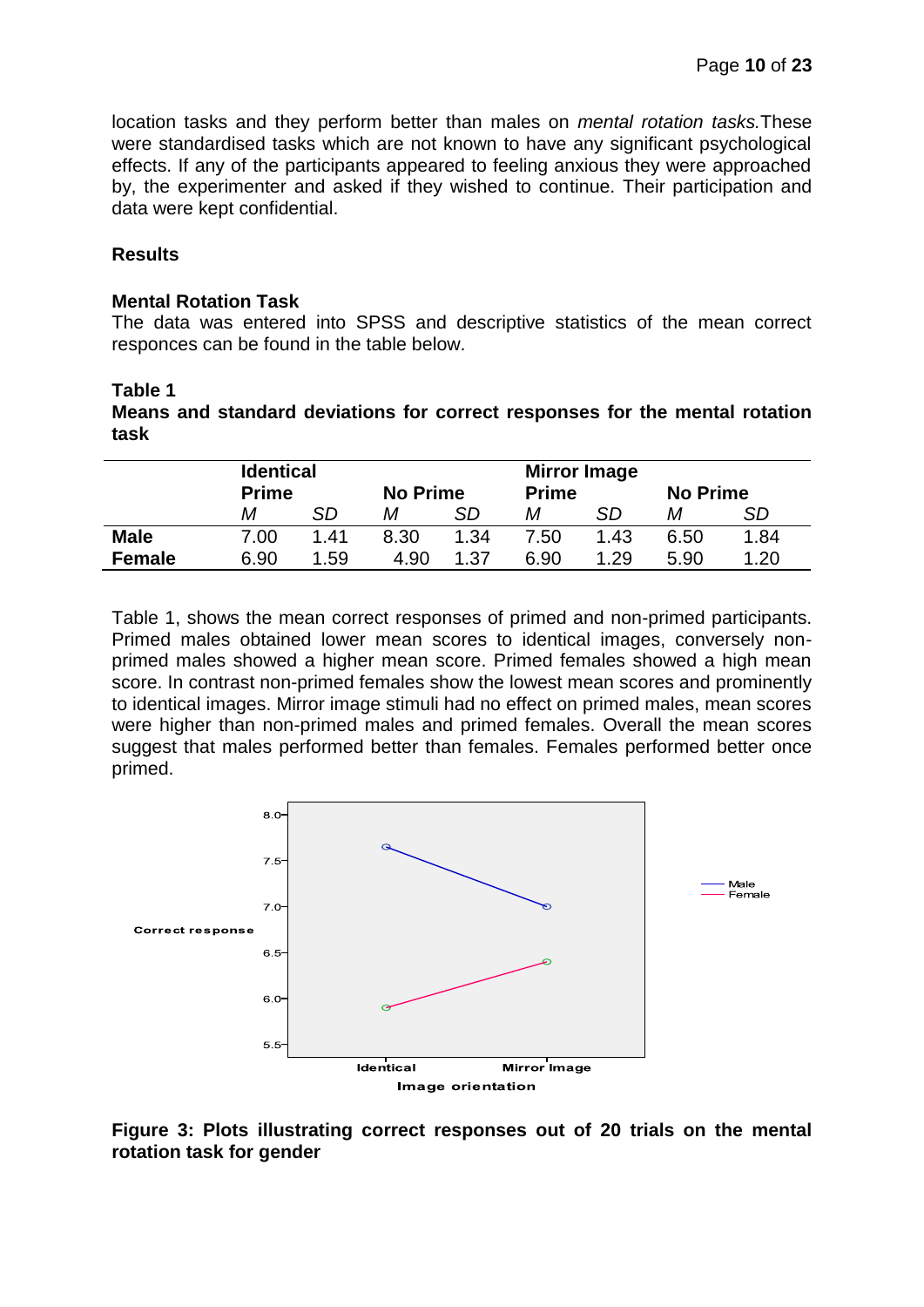location tasks and they perform better than males on *mental rotation tasks.*These were standardised tasks which are not known to have any significant psychological effects. If any of the participants appeared to feeling anxious they were approached by, the experimenter and asked if they wished to continue. Their participation and data were kept confidential.

## Results

### Mental Rotation Task

The data was entered into SPSS and descriptive statistics of the mean correct responces can be found in the table below.

**Table 1**

**Means and standard deviations for correct responses for the mental rotation task**

| | Identical Prime | | No Prime | | Mirror Image Prime | | No Prime | |
|---|---|---|---|---|---|---|---|---|
| | *M* | *SD* | *M* | *SD* | *M* | *SD* | *M* | *SD* |
| **Male** | 7.00 | 1.41 | 8.30 | 1.34 | 7.50 | 1.43 | 6.50 | 1.84 |
| **Female** | 6.90 | 1.59 | 4.90 | 1.37 | 6.90 | 1.29 | 5.90 | 1.20 |

Table 1, shows the mean correct responses of primed and non-primed participants. Primed males obtained lower mean scores to identical images, conversely non-primed males showed a higher mean score. Primed females showed a high mean score. In contrast non-primed females show the lowest mean scores and prominently to identical images. Mirror image stimuli had no effect on primed males, mean scores were higher than non-primed males and primed females. Overall the mean scores suggest that males performed better than females. Females performed better once primed.

**Figure 3: Plots illustrating correct responses out of 20 trials on the mental rotation task for gender**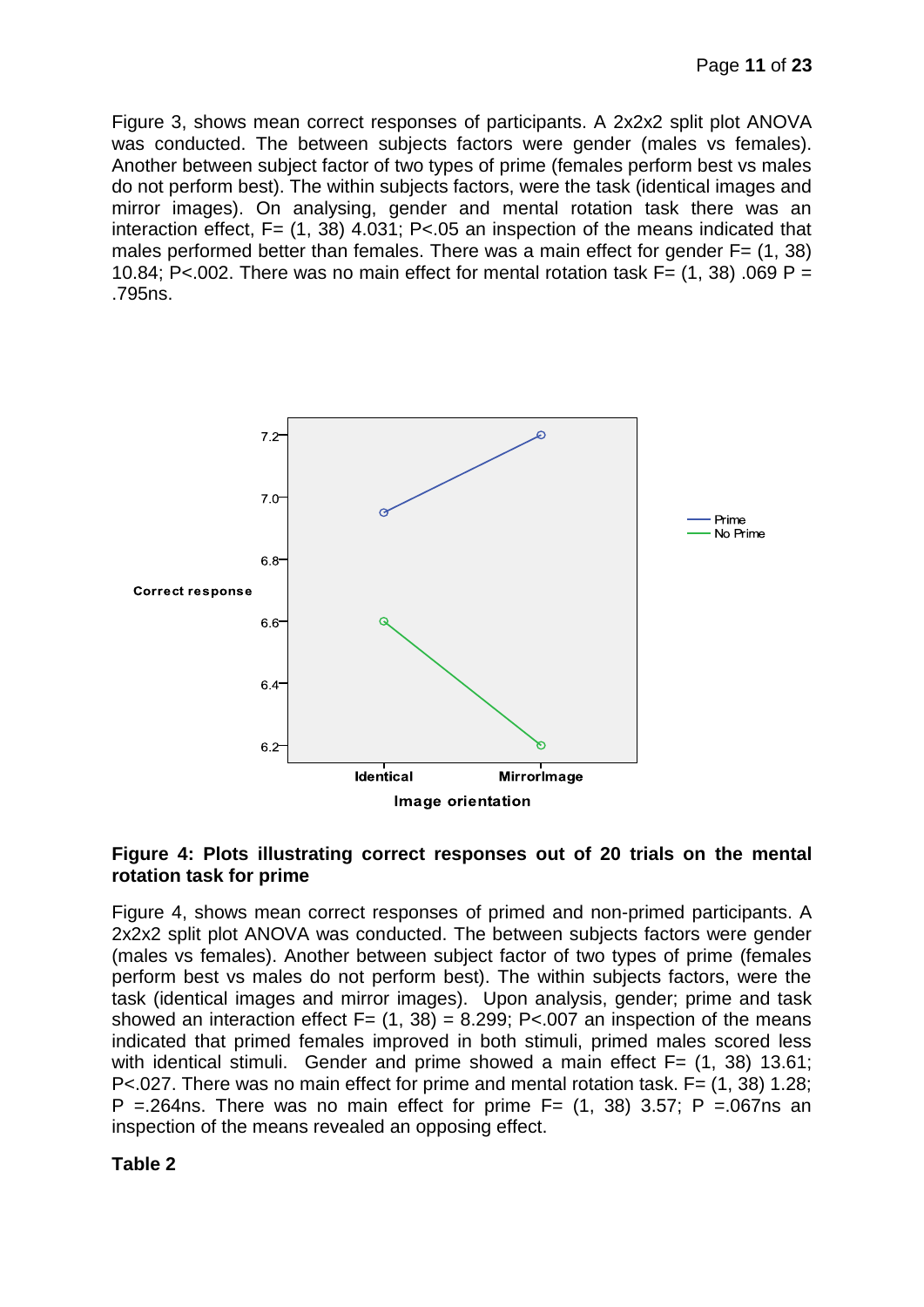Figure 3, shows mean correct responses of participants. A 2x2x2 split plot ANOVA was conducted. The between subjects factors were gender (males vs females). Another between subject factor of two types of prime (females perform best vs males do not perform best). The within subjects factors, were the task (identical images and mirror images). On analysing, gender and mental rotation task there was an interaction effect, F= (1, 38) 4.031; P<.05 an inspection of the means indicated that males performed better than females. There was a main effect for gender F= (1, 38) 10.84; P<.002. There was no main effect for mental rotation task F= (1, 38) .069 P = .795ns.

**Figure 4: Plots illustrating correct responses out of 20 trials on the mental rotation task for prime**

Figure 4, shows mean correct responses of primed and non-primed participants. A 2x2x2 split plot ANOVA was conducted. The between subjects factors were gender (males vs females). Another between subject factor of two types of prime (females perform best vs males do not perform best). The within subjects factors, were the task (identical images and mirror images). Upon analysis, gender; prime and task showed an interaction effect F= (1, 38) = 8.299; P<.007 an inspection of the means indicated that primed females improved in both stimuli, primed males scored less with identical stimuli. Gender and prime showed a main effect F= (1, 38) 13.61; P<.027. There was no main effect for prime and mental rotation task. F= (1, 38) 1.28; P =.264ns. There was no main effect for prime F= (1, 38) 3.57; P =.067ns an inspection of the means revealed an opposing effect.

**Table 2**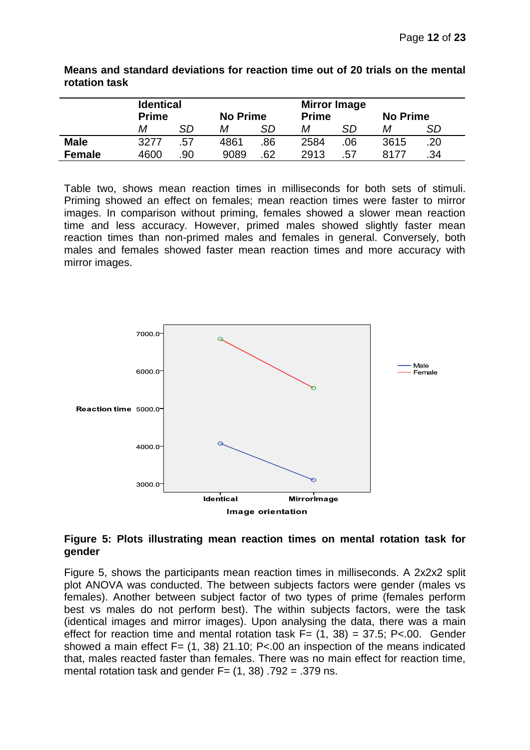**Means and standard deviations for reaction time out of 20 trials on the mental rotation task**

| | Identical Prime | | No Prime | | Mirror Image Prime | | No Prime | |
|---|---|---|---|---|---|---|---|---|
| | *M* | *SD* | *M* | *SD* | *M* | *SD* | *M* | *SD* |
| **Male** | 3277 | .57 | 4861 | .86 | 2584 | .06 | 3615 | .20 |
| **Female** | 4600 | .90 | 9089 | .62 | 2913 | .57 | 8177 | .34 |

Table two, shows mean reaction times in milliseconds for both sets of stimuli. Priming showed an effect on females; mean reaction times were faster to mirror images. In comparison without priming, females showed a slower mean reaction time and less accuracy. However, primed males showed slightly faster mean reaction times than non-primed males and females in general. Conversely, both males and females showed faster mean reaction times and more accuracy with mirror images.

**Figure 5: Plots illustrating mean reaction times on mental rotation task for gender**

Figure 5, shows the participants mean reaction times in milliseconds. A 2x2x2 split plot ANOVA was conducted. The between subjects factors were gender (males vs females). Another between subject factor of two types of prime (females perform best vs males do not perform best). The within subjects factors, were the task (identical images and mirror images). Upon analysing the data, there was a main effect for reaction time and mental rotation task $F = (1, 38) = 37.5$; $P<.00$. Gender showed a main effect $F = (1, 38)$ 21.10; $P<.00$ an inspection of the means indicated that, males reacted faster than females. There was no main effect for reaction time, mental rotation task and gender $F = (1, 38)$ $.792 = .379$ ns.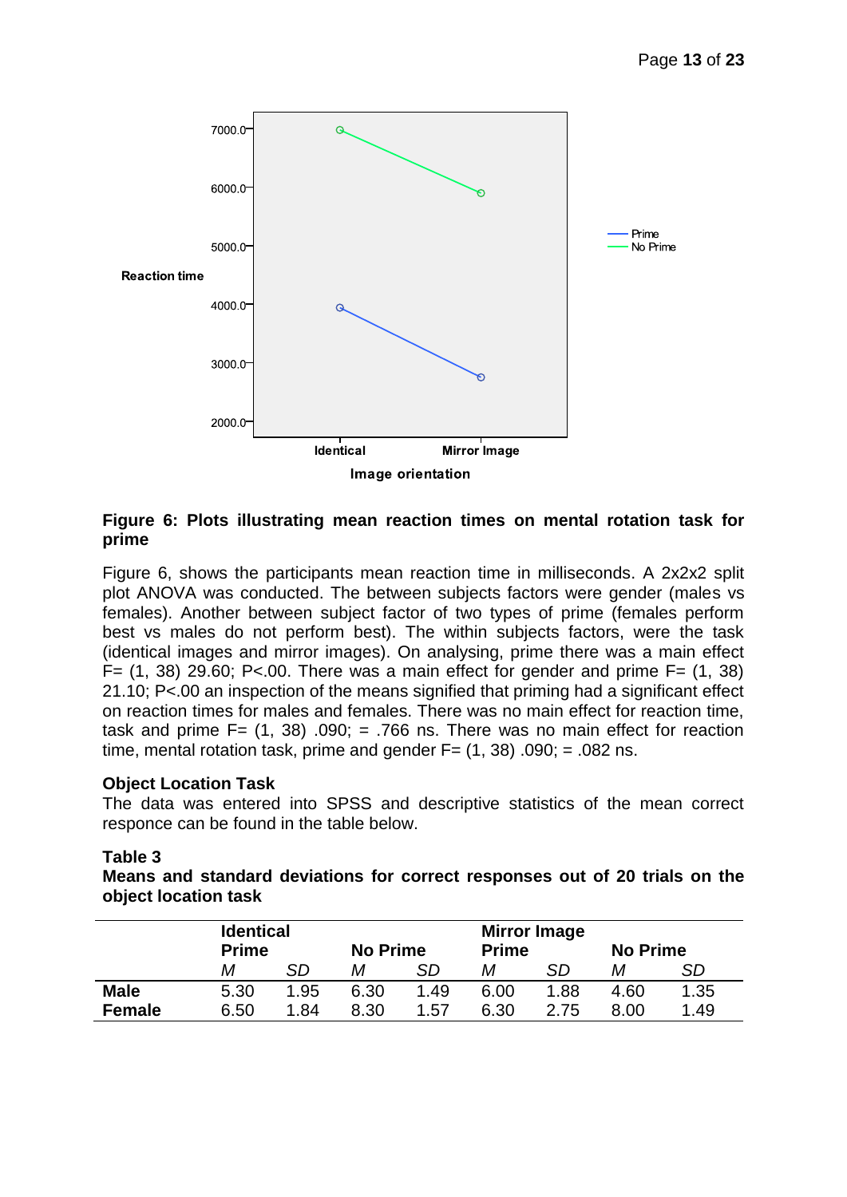**Figure 6: Plots illustrating mean reaction times on mental rotation task for prime**

Figure 6, shows the participants mean reaction time in milliseconds. A 2x2x2 split plot ANOVA was conducted. The between subjects factors were gender (males vs females). Another between subject factor of two types of prime (females perform best vs males do not perform best). The within subjects factors, were the task (identical images and mirror images). On analysing, prime there was a main effect F= (1, 38) 29.60; P<.00. There was a main effect for gender and prime F= (1, 38) 21.10; P<.00 an inspection of the means signified that priming had a significant effect on reaction times for males and females. There was no main effect for reaction time, task and prime F= (1, 38) .090; = .766 ns. There was no main effect for reaction time, mental rotation task, prime and gender F= (1, 38) .090; = .082 ns.

### Object Location Task

The data was entered into SPSS and descriptive statistics of the mean correct responce can be found in the table below.

**Table 3**

**Means and standard deviations for correct responses out of 20 trials on the object location task**

| | Identical | | | | Mirror Image | | | |
|---|---|---|---|---|---|---|---|---|
| | Prime | | No Prime | | Prime | | No Prime | |
| | *M* | *SD* | *M* | *SD* | *M* | *SD* | *M* | *SD* |
| **Male** | 5.30 | 1.95 | 6.30 | 1.49 | 6.00 | 1.88 | 4.60 | 1.35 |
| **Female** | 6.50 | 1.84 | 8.30 | 1.57 | 6.30 | 2.75 | 8.00 | 1.49 |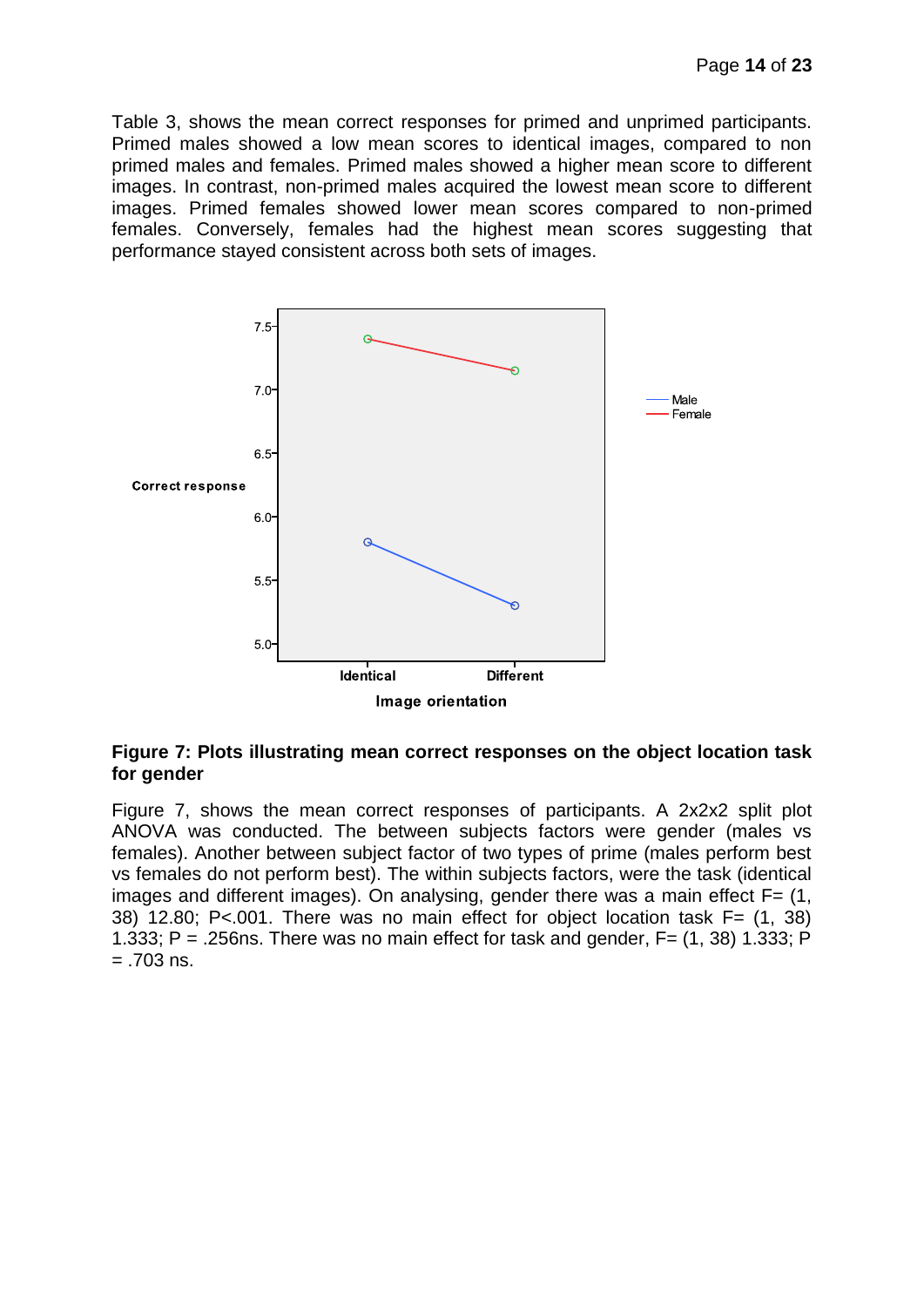Table 3, shows the mean correct responses for primed and unprimed participants. Primed males showed a low mean scores to identical images, compared to non primed males and females. Primed males showed a higher mean score to different images. In contrast, non-primed males acquired the lowest mean score to different images. Primed females showed lower mean scores compared to non-primed females. Conversely, females had the highest mean scores suggesting that performance stayed consistent across both sets of images.

**Figure 7: Plots illustrating mean correct responses on the object location task for gender**

Figure 7, shows the mean correct responses of participants. A 2x2x2 split plot ANOVA was conducted. The between subjects factors were gender (males vs females). Another between subject factor of two types of prime (males perform best vs females do not perform best). The within subjects factors, were the task (identical images and different images). On analysing, gender there was a main effect F= (1, 38) 12.80; P<.001. There was no main effect for object location task F= (1, 38) 1.333; P = .256ns. There was no main effect for task and gender, F= (1, 38) 1.333; P = .703 ns.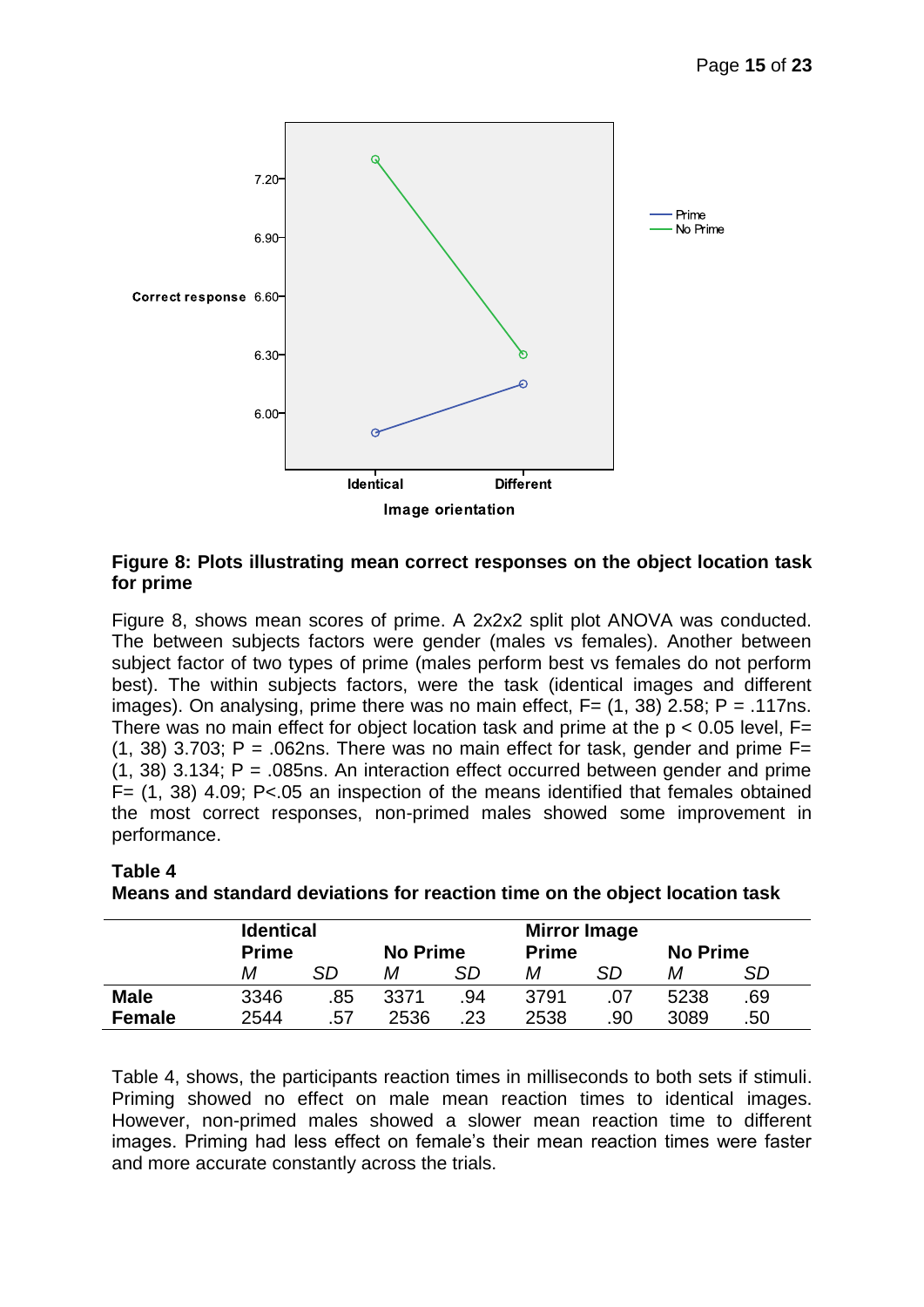**Figure 8: Plots illustrating mean correct responses on the object location task for prime**

Figure 8, shows mean scores of prime. A 2x2x2 split plot ANOVA was conducted. The between subjects factors were gender (males vs females). Another between subject factor of two types of prime (males perform best vs females do not perform best). The within subjects factors, were the task (identical images and different images). On analysing, prime there was no main effect, F= (1, 38) 2.58; P = .117ns. There was no main effect for object location task and prime at the $p < 0.05$ level, F= (1, 38) 3.703; P = .062ns. There was no main effect for task, gender and prime F= (1, 38) 3.134; P = .085ns. An interaction effect occurred between gender and prime F= (1, 38) 4.09; P<.05 an inspection of the means identified that females obtained the most correct responses, non-primed males showed some improvement in performance.

**Table 4**
**Means and standard deviations for reaction time on the object location task**

| | **Identical** | | | | **Mirror Image** | | | |
|---|---|---|---|---|---|---|---|---|
| | **Prime** | | **No Prime** | | **Prime** | | **No Prime** | |
| | *M* | *SD* | *M* | *SD* | *M* | *SD* | *M* | *SD* |
| **Male** | 3346 | .85 | 3371 | .94 | 3791 | .07 | 5238 | .69 |
| **Female** | 2544 | .57 | 2536 | .23 | 2538 | .90 | 3089 | .50 |

Table 4, shows, the participants reaction times in milliseconds to both sets if stimuli. Priming showed no effect on male mean reaction times to identical images. However, non-primed males showed a slower mean reaction time to different images. Priming had less effect on female's their mean reaction times were faster and more accurate constantly across the trials.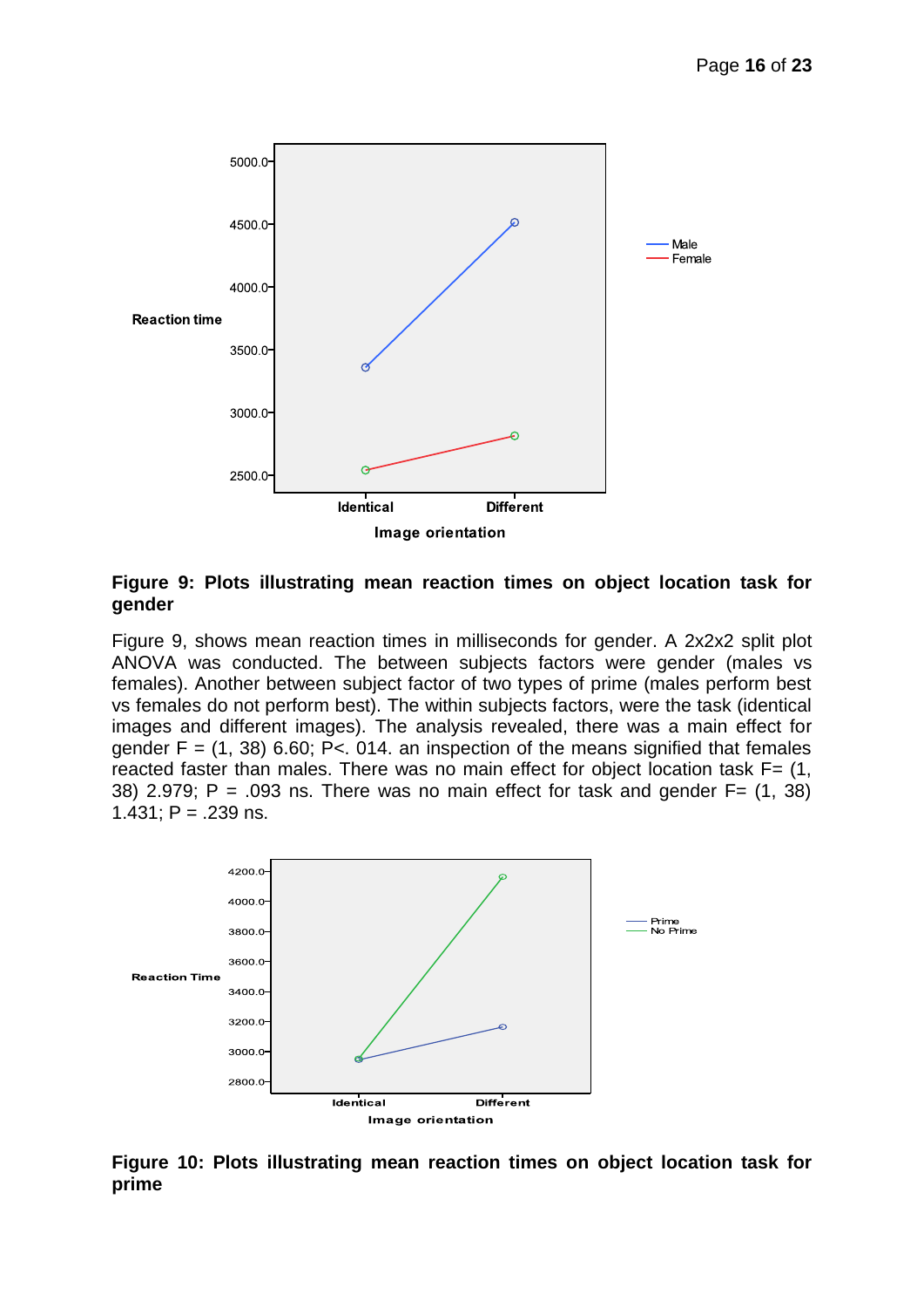**Figure 9: Plots illustrating mean reaction times on object location task for gender**

Figure 9, shows mean reaction times in milliseconds for gender. A 2x2x2 split plot ANOVA was conducted. The between subjects factors were gender (males vs females). Another between subject factor of two types of prime (males perform best vs females do not perform best). The within subjects factors, were the task (identical images and different images). The analysis revealed, there was a main effect for gender F = (1, 38) 6.60; P<. 014. an inspection of the means signified that females reacted faster than males. There was no main effect for object location task F= (1, 38) 2.979; P = .093 ns. There was no main effect for task and gender F= (1, 38) 1.431; P = .239 ns.

**Figure 10: Plots illustrating mean reaction times on object location task for prime**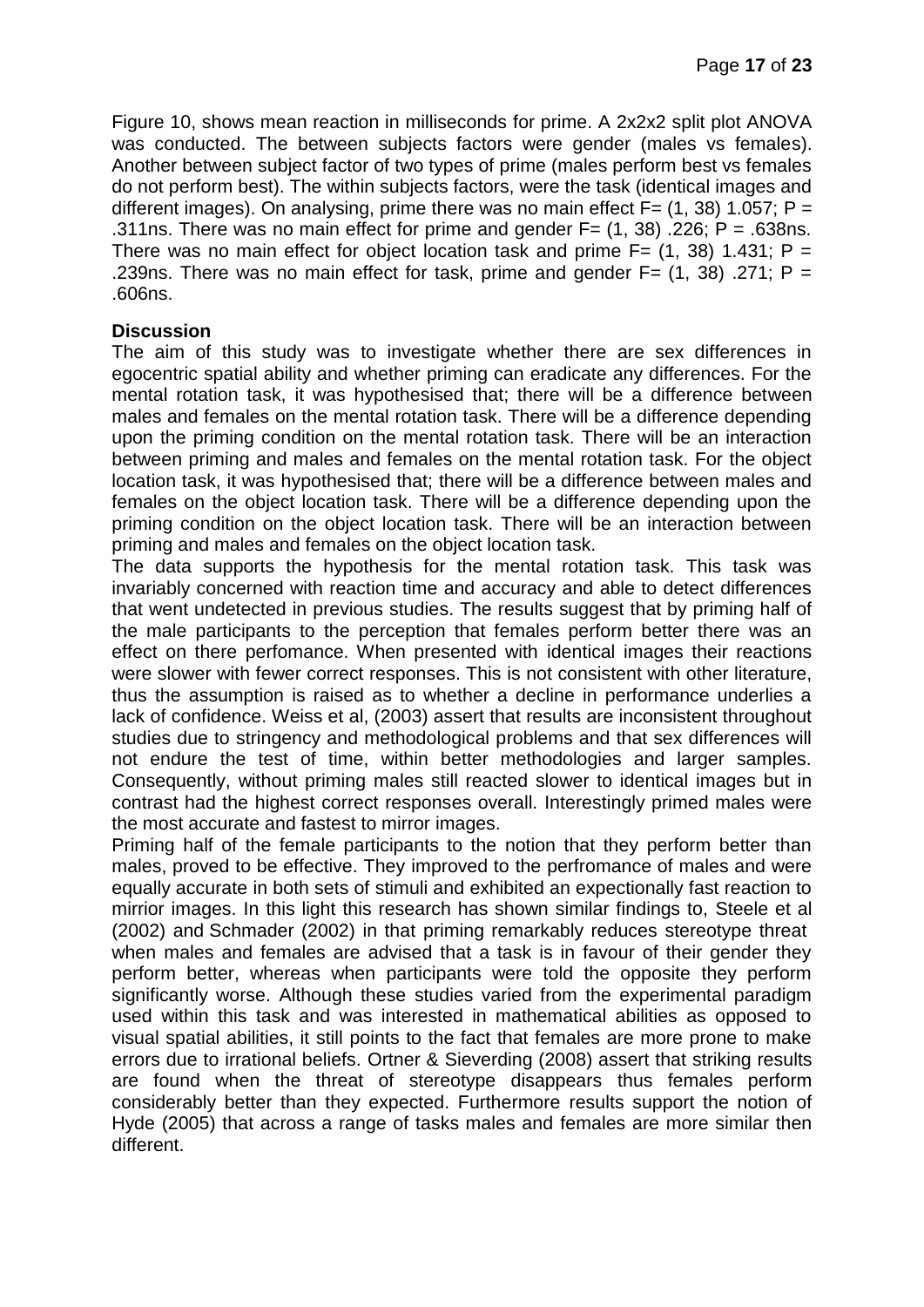Figure 10, shows mean reaction in milliseconds for prime. A 2x2x2 split plot ANOVA was conducted. The between subjects factors were gender (males vs females). Another between subject factor of two types of prime (males perform best vs females do not perform best). The within subjects factors, were the task (identical images and different images). On analysing, prime there was no main effect $F = (1, 38)$ 1.057; $P = .311$ns. There was no main effect for prime and gender $F = (1, 38)$ .226; $P = .638$ns. There was no main effect for object location task and prime $F = (1, 38)$ 1.431; $P = .239$ns. There was no main effect for task, prime and gender $F = (1, 38)$ .271; $P = .606$ns.

**Discussion**

The aim of this study was to investigate whether there are sex differences in egocentric spatial ability and whether priming can eradicate any differences. For the mental rotation task, it was hypothesised that; there will be a difference between males and females on the mental rotation task. There will be a difference depending upon the priming condition on the mental rotation task. There will be an interaction between priming and males and females on the mental rotation task. For the object location task, it was hypothesised that; there will be a difference between males and females on the object location task. There will be a difference depending upon the priming condition on the object location task. There will be an interaction between priming and males and females on the object location task.

The data supports the hypothesis for the mental rotation task. This task was invariably concerned with reaction time and accuracy and able to detect differences that went undetected in previous studies. The results suggest that by priming half of the male participants to the perception that females perform better there was an effect on there perfomance. When presented with identical images their reactions were slower with fewer correct responses. This is not consistent with other literature, thus the assumption is raised as to whether a decline in performance underlies a lack of confidence. Weiss et al, (2003) assert that results are inconsistent throughout studies due to stringency and methodological problems and that sex differences will not endure the test of time, within better methodologies and larger samples. Consequently, without priming males still reacted slower to identical images but in contrast had the highest correct responses overall. Interestingly primed males were the most accurate and fastest to mirror images.

Priming half of the female participants to the notion that they perform better than males, proved to be effective. They improved to the perfromance of males and were equally accurate in both sets of stimuli and exhibited an expectionally fast reaction to mirrior images. In this light this research has shown similar findings to, Steele et al (2002) and Schmader (2002) in that priming remarkably reduces stereotype threat when males and females are advised that a task is in favour of their gender they perform better, whereas when participants were told the opposite they perform significantly worse. Although these studies varied from the experimental paradigm used within this task and was interested in mathematical abilities as opposed to visual spatial abilities, it still points to the fact that females are more prone to make errors due to irrational beliefs. Ortner & Sieverding (2008) assert that striking results are found when the threat of stereotype disappears thus females perform considerably better than they expected. Furthermore results support the notion of Hyde (2005) that across a range of tasks males and females are more similar then different.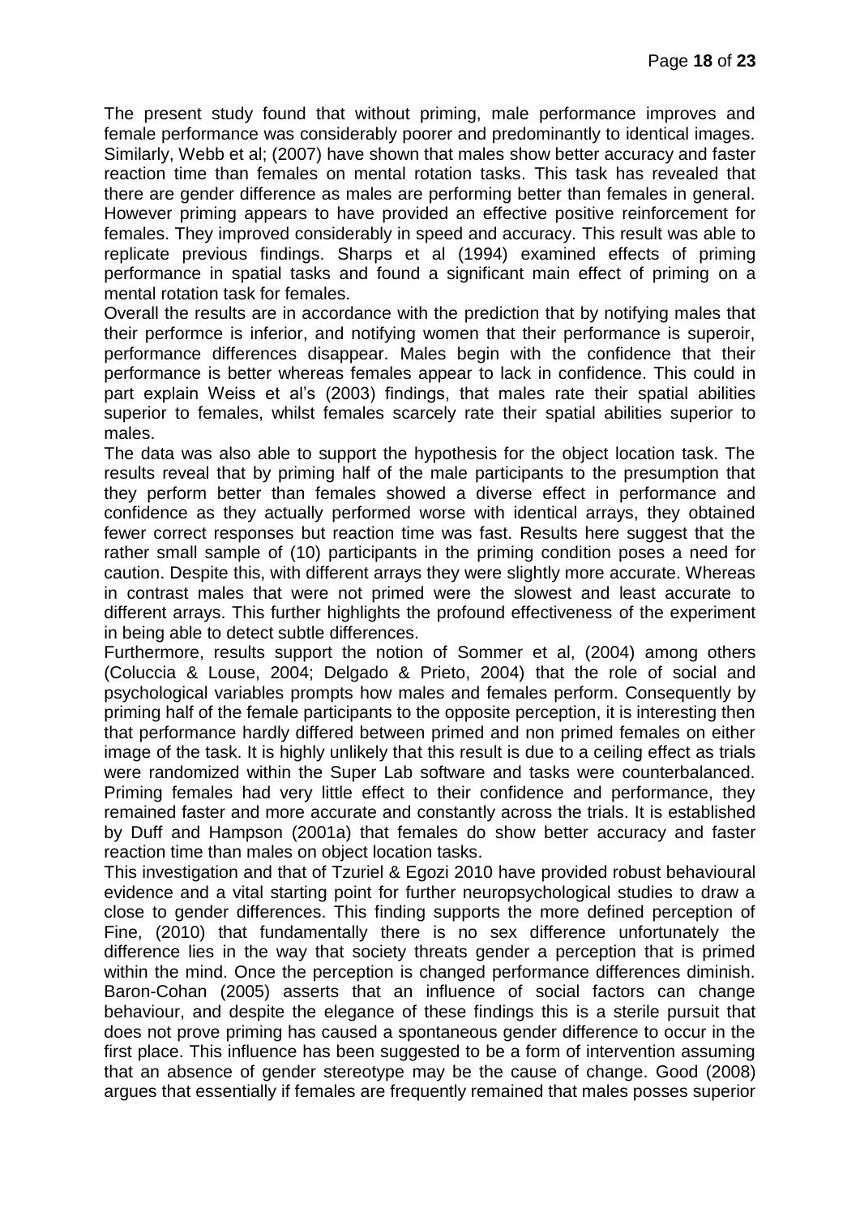The present study found that without priming, male performance improves and female performance was considerably poorer and predominantly to identical images. Similarly, Webb et al; (2007) have shown that males show better accuracy and faster reaction time than females on mental rotation tasks. This task has revealed that there are gender difference as males are performing better than females in general. However priming appears to have provided an effective positive reinforcement for females. They improved considerably in speed and accuracy. This result was able to replicate previous findings. Sharps et al (1994) examined effects of priming performance in spatial tasks and found a significant main effect of priming on a mental rotation task for females.

Overall the results are in accordance with the prediction that by notifying males that their performce is inferior, and notifying women that their performance is superoir, performance differences disappear. Males begin with the confidence that their performance is better whereas females appear to lack in confidence. This could in part explain Weiss et al's (2003) findings, that males rate their spatial abilities superior to females, whilst females scarcely rate their spatial abilities superior to males.

The data was also able to support the hypothesis for the object location task. The results reveal that by priming half of the male participants to the presumption that they perform better than females showed a diverse effect in performance and confidence as they actually performed worse with identical arrays, they obtained fewer correct responses but reaction time was fast. Results here suggest that the rather small sample of (10) participants in the priming condition poses a need for caution. Despite this, with different arrays they were slightly more accurate. Whereas in contrast males that were not primed were the slowest and least accurate to different arrays. This further highlights the profound effectiveness of the experiment in being able to detect subtle differences.

Furthermore, results support the notion of Sommer et al, (2004) among others (Coluccia & Louse, 2004; Delgado & Prieto, 2004) that the role of social and psychological variables prompts how males and females perform. Consequently by priming half of the female participants to the opposite perception, it is interesting then that performance hardly differed between primed and non primed females on either image of the task. It is highly unlikely that this result is due to a ceiling effect as trials were randomized within the Super Lab software and tasks were counterbalanced. Priming females had very little effect to their confidence and performance, they remained faster and more accurate and constantly across the trials. It is established by Duff and Hampson (2001a) that females do show better accuracy and faster reaction time than males on object location tasks.

This investigation and that of Tzuriel & Egozi 2010 have provided robust behavioural evidence and a vital starting point for further neuropsychological studies to draw a close to gender differences. This finding supports the more defined perception of Fine, (2010) that fundamentally there is no sex difference unfortunately the difference lies in the way that society threats gender a perception that is primed within the mind. Once the perception is changed performance differences diminish. Baron-Cohan (2005) asserts that an influence of social factors can change behaviour, and despite the elegance of these findings this is a sterile pursuit that does not prove priming has caused a spontaneous gender difference to occur in the first place. This influence has been suggested to be a form of intervention assuming that an absence of gender stereotype may be the cause of change. Good (2008) argues that essentially if females are frequently remained that males posses superior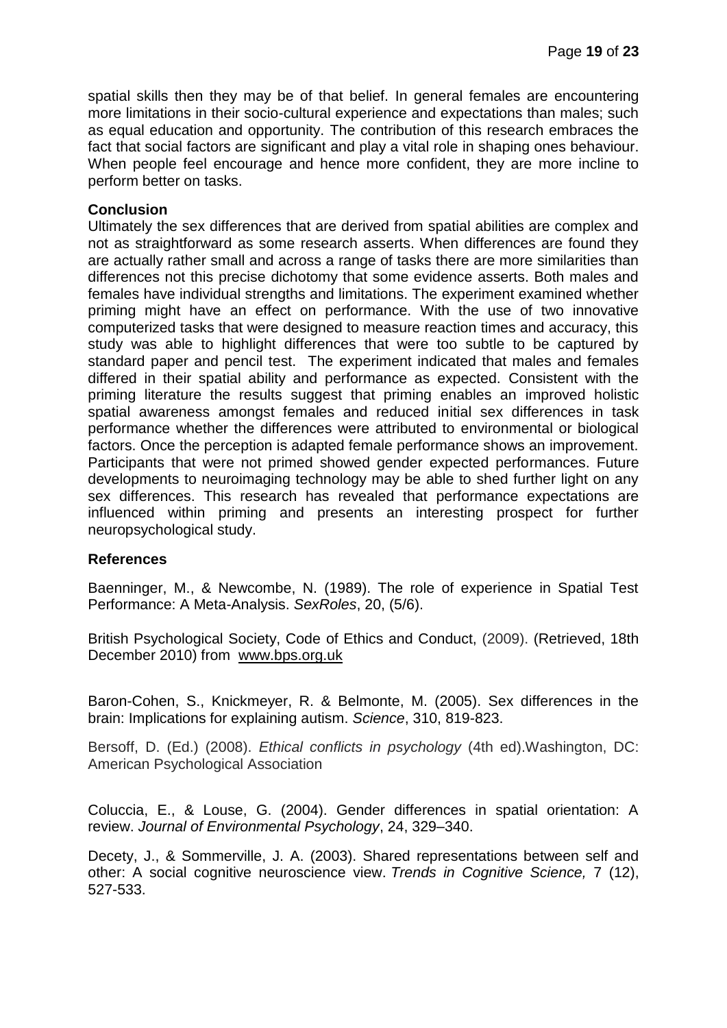spatial skills then they may be of that belief. In general females are encountering more limitations in their socio-cultural experience and expectations than males; such as equal education and opportunity. The contribution of this research embraces the fact that social factors are significant and play a vital role in shaping ones behaviour. When people feel encourage and hence more confident, they are more incline to perform better on tasks.

**Conclusion**

Ultimately the sex differences that are derived from spatial abilities are complex and not as straightforward as some research asserts. When differences are found they are actually rather small and across a range of tasks there are more similarities than differences not this precise dichotomy that some evidence asserts. Both males and females have individual strengths and limitations. The experiment examined whether priming might have an effect on performance. With the use of two innovative computerized tasks that were designed to measure reaction times and accuracy, this study was able to highlight differences that were too subtle to be captured by standard paper and pencil test. The experiment indicated that males and females differed in their spatial ability and performance as expected. Consistent with the priming literature the results suggest that priming enables an improved holistic spatial awareness amongst females and reduced initial sex differences in task performance whether the differences were attributed to environmental or biological factors. Once the perception is adapted female performance shows an improvement. Participants that were not primed showed gender expected performances. Future developments to neuroimaging technology may be able to shed further light on any sex differences. This research has revealed that performance expectations are influenced within priming and presents an interesting prospect for further neuropsychological study.

**References**

Baenninger, M., & Newcombe, N. (1989). The role of experience in Spatial Test Performance: A Meta-Analysis. *SexRoles*, 20, (5/6).

British Psychological Society, Code of Ethics and Conduct, (2009). (Retrieved, 18th December 2010) from www.bps.org.uk

Baron-Cohen, S., Knickmeyer, R. & Belmonte, M. (2005). Sex differences in the brain: Implications for explaining autism. *Science*, 310, 819-823.

Bersoff, D. (Ed.) (2008). *Ethical conflicts in psychology* (4th ed).Washington, DC: American Psychological Association

Coluccia, E., & Louse, G. (2004). Gender differences in spatial orientation: A review. *Journal of Environmental Psychology*, 24, 329–340.

Decety, J., & Sommerville, J. A. (2003). Shared representations between self and other: A social cognitive neuroscience view. *Trends in Cognitive Science,* 7 (12), 527-533.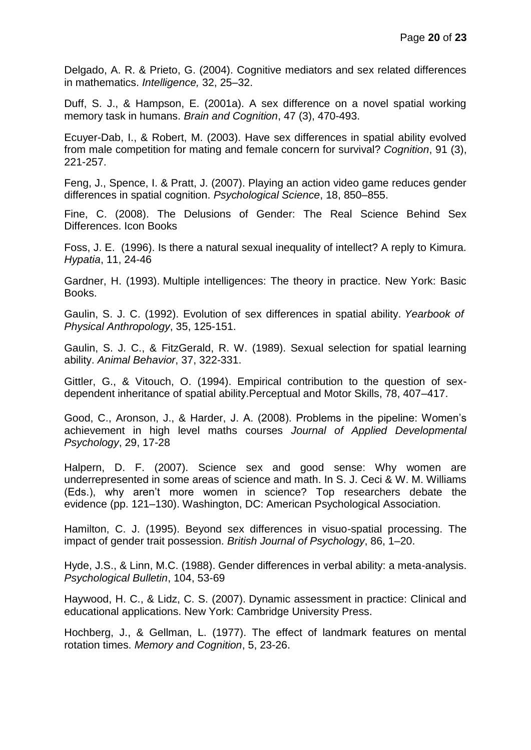Delgado, A. R. & Prieto, G. (2004). Cognitive mediators and sex related differences in mathematics. *Intelligence,* 32, 25–32.

Duff, S. J., & Hampson, E. (2001a). A sex difference on a novel spatial working memory task in humans. *Brain and Cognition*, 47 (3), 470-493.

Ecuyer-Dab, I., & Robert, M. (2003). Have sex differences in spatial ability evolved from male competition for mating and female concern for survival? *Cognition*, 91 (3), 221-257.

Feng, J., Spence, I. & Pratt, J. (2007). Playing an action video game reduces gender differences in spatial cognition. *Psychological Science*, 18, 850–855.

Fine, C. (2008). The Delusions of Gender: The Real Science Behind Sex Differences. Icon Books

Foss, J. E. (1996). Is there a natural sexual inequality of intellect? A reply to Kimura. *Hypatia*, 11, 24-46

Gardner, H. (1993). Multiple intelligences: The theory in practice. New York: Basic Books.

Gaulin, S. J. C. (1992). Evolution of sex differences in spatial ability. *Yearbook of Physical Anthropology*, 35, 125-151.

Gaulin, S. J. C., & FitzGerald, R. W. (1989). Sexual selection for spatial learning ability. *Animal Behavior*, 37, 322-331.

Gittler, G., & Vitouch, O. (1994). Empirical contribution to the question of sex-dependent inheritance of spatial ability.Perceptual and Motor Skills, 78, 407–417.

Good, C., Aronson, J., & Harder, J. A. (2008). Problems in the pipeline: Women's achievement in high level maths courses *Journal of Applied Developmental Psychology*, 29, 17-28

Halpern, D. F. (2007). Science sex and good sense: Why women are underrepresented in some areas of science and math. In S. J. Ceci & W. M. Williams (Eds.), why aren't more women in science? Top researchers debate the evidence (pp. 121–130). Washington, DC: American Psychological Association.

Hamilton, C. J. (1995). Beyond sex differences in visuo-spatial processing. The impact of gender trait possession. *British Journal of Psychology*, 86, 1–20.

Hyde, J.S., & Linn, M.C. (1988). Gender differences in verbal ability: a meta-analysis. *Psychological Bulletin*, 104, 53-69

Haywood, H. C., & Lidz, C. S. (2007). Dynamic assessment in practice: Clinical and educational applications. New York: Cambridge University Press.

Hochberg, J., & Gellman, L. (1977). The effect of landmark features on mental rotation times. *Memory and Cognition*, 5, 23-26.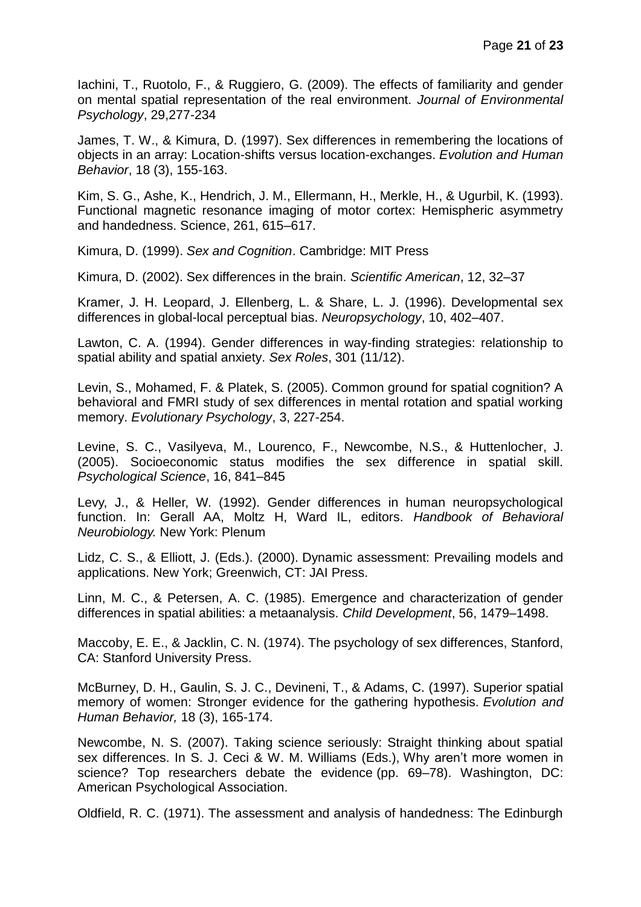Iachini, T., Ruotolo, F., & Ruggiero, G. (2009). The effects of familiarity and gender on mental spatial representation of the real environment. *Journal of Environmental Psychology*, 29,277-234

James, T. W., & Kimura, D. (1997). Sex differences in remembering the locations of objects in an array: Location-shifts versus location-exchanges. *Evolution and Human Behavior*, 18 (3), 155-163.

Kim, S. G., Ashe, K., Hendrich, J. M., Ellermann, H., Merkle, H., & Ugurbil, K. (1993). Functional magnetic resonance imaging of motor cortex: Hemispheric asymmetry and handedness. Science, 261, 615–617.

Kimura, D. (1999). *Sex and Cognition*. Cambridge: MIT Press

Kimura, D. (2002). Sex differences in the brain. *Scientific American*, 12, 32–37

Kramer, J. H. Leopard, J. Ellenberg, L. & Share, L. J. (1996). Developmental sex differences in global-local perceptual bias. *Neuropsychology*, 10, 402–407.

Lawton, C. A. (1994). Gender differences in way-finding strategies: relationship to spatial ability and spatial anxiety. *Sex Roles*, 301 (11/12).

Levin, S., Mohamed, F. & Platek, S. (2005). Common ground for spatial cognition? A behavioral and FMRI study of sex differences in mental rotation and spatial working memory. *Evolutionary Psychology*, 3, 227-254.

Levine, S. C., Vasilyeva, M., Lourenco, F., Newcombe, N.S., & Huttenlocher, J. (2005). Socioeconomic status modifies the sex difference in spatial skill. *Psychological Science*, 16, 841–845

Levy, J., & Heller, W. (1992). Gender differences in human neuropsychological function. In: Gerall AA, Moltz H, Ward IL, editors. *Handbook of Behavioral Neurobiology.* New York: Plenum

Lidz, C. S., & Elliott, J. (Eds.). (2000). Dynamic assessment: Prevailing models and applications. New York; Greenwich, CT: JAI Press.

Linn, M. C., & Petersen, A. C. (1985). Emergence and characterization of gender differences in spatial abilities: a metaanalysis. *Child Development*, 56, 1479–1498.

Maccoby, E. E., & Jacklin, C. N. (1974). The psychology of sex differences, Stanford, CA: Stanford University Press.

McBurney, D. H., Gaulin, S. J. C., Devineni, T., & Adams, C. (1997). Superior spatial memory of women: Stronger evidence for the gathering hypothesis. *Evolution and Human Behavior,* 18 (3), 165-174.

Newcombe, N. S. (2007). Taking science seriously: Straight thinking about spatial sex differences. In S. J. Ceci & W. M. Williams (Eds.), Why aren't more women in science? Top researchers debate the evidence (pp. 69–78). Washington, DC: American Psychological Association.

Oldfield, R. C. (1971). The assessment and analysis of handedness: The Edinburgh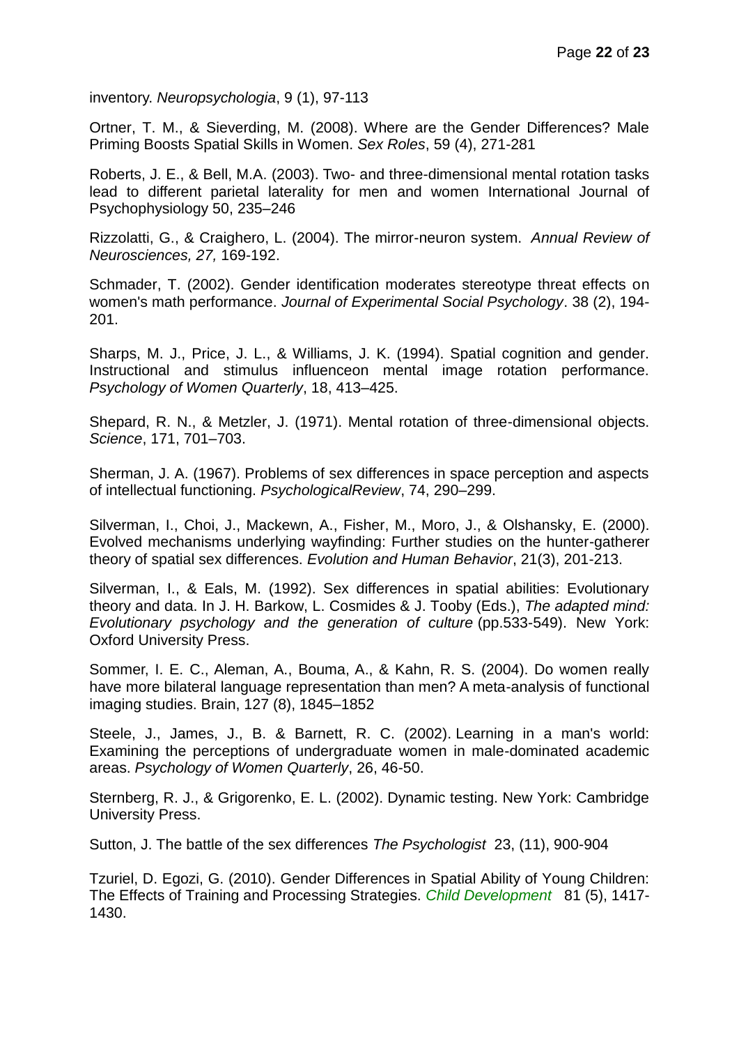inventory. *Neuropsychologia*, 9 (1), 97-113

Ortner, T. M., & Sieverding, M. (2008). Where are the Gender Differences? Male Priming Boosts Spatial Skills in Women. *Sex Roles*, 59 (4), 271-281

Roberts, J. E., & Bell, M.A. (2003). Two- and three-dimensional mental rotation tasks lead to different parietal laterality for men and women International Journal of Psychophysiology 50, 235–246

Rizzolatti, G., & Craighero, L. (2004). The mirror-neuron system. *Annual Review of Neurosciences, 27,* 169-192.

Schmader, T. (2002). Gender identification moderates stereotype threat effects on women's math performance. *Journal of Experimental Social Psychology*. 38 (2), 194-201.

Sharps, M. J., Price, J. L., & Williams, J. K. (1994). Spatial cognition and gender. Instructional and stimulus influenceon mental image rotation performance. *Psychology of Women Quarterly*, 18, 413–425.

Shepard, R. N., & Metzler, J. (1971). Mental rotation of three-dimensional objects. *Science*, 171, 701–703.

Sherman, J. A. (1967). Problems of sex differences in space perception and aspects of intellectual functioning. *PsychologicalReview*, 74, 290–299.

Silverman, I., Choi, J., Mackewn, A., Fisher, M., Moro, J., & Olshansky, E. (2000). Evolved mechanisms underlying wayfinding: Further studies on the hunter-gatherer theory of spatial sex differences. *Evolution and Human Behavior*, 21(3), 201-213.

Silverman, I., & Eals, M. (1992). Sex differences in spatial abilities: Evolutionary theory and data. In J. H. Barkow, L. Cosmides & J. Tooby (Eds.), *The adapted mind: Evolutionary psychology and the generation of culture* (pp.533-549). New York: Oxford University Press.

Sommer, I. E. C., Aleman, A., Bouma, A., & Kahn, R. S. (2004). Do women really have more bilateral language representation than men? A meta-analysis of functional imaging studies. Brain, 127 (8), 1845–1852

Steele, J., James, J., B. & Barnett, R. C. (2002). Learning in a man's world: Examining the perceptions of undergraduate women in male-dominated academic areas. *Psychology of Women Quarterly*, 26, 46-50.

Sternberg, R. J., & Grigorenko, E. L. (2002). Dynamic testing. New York: Cambridge University Press.

Sutton, J. The battle of the sex differences *The Psychologist* 23, (11), 900-904

Tzuriel, D. Egozi, G. (2010). Gender Differences in Spatial Ability of Young Children: The Effects of Training and Processing Strategies. *Child Development* 81 (5), 1417-1430.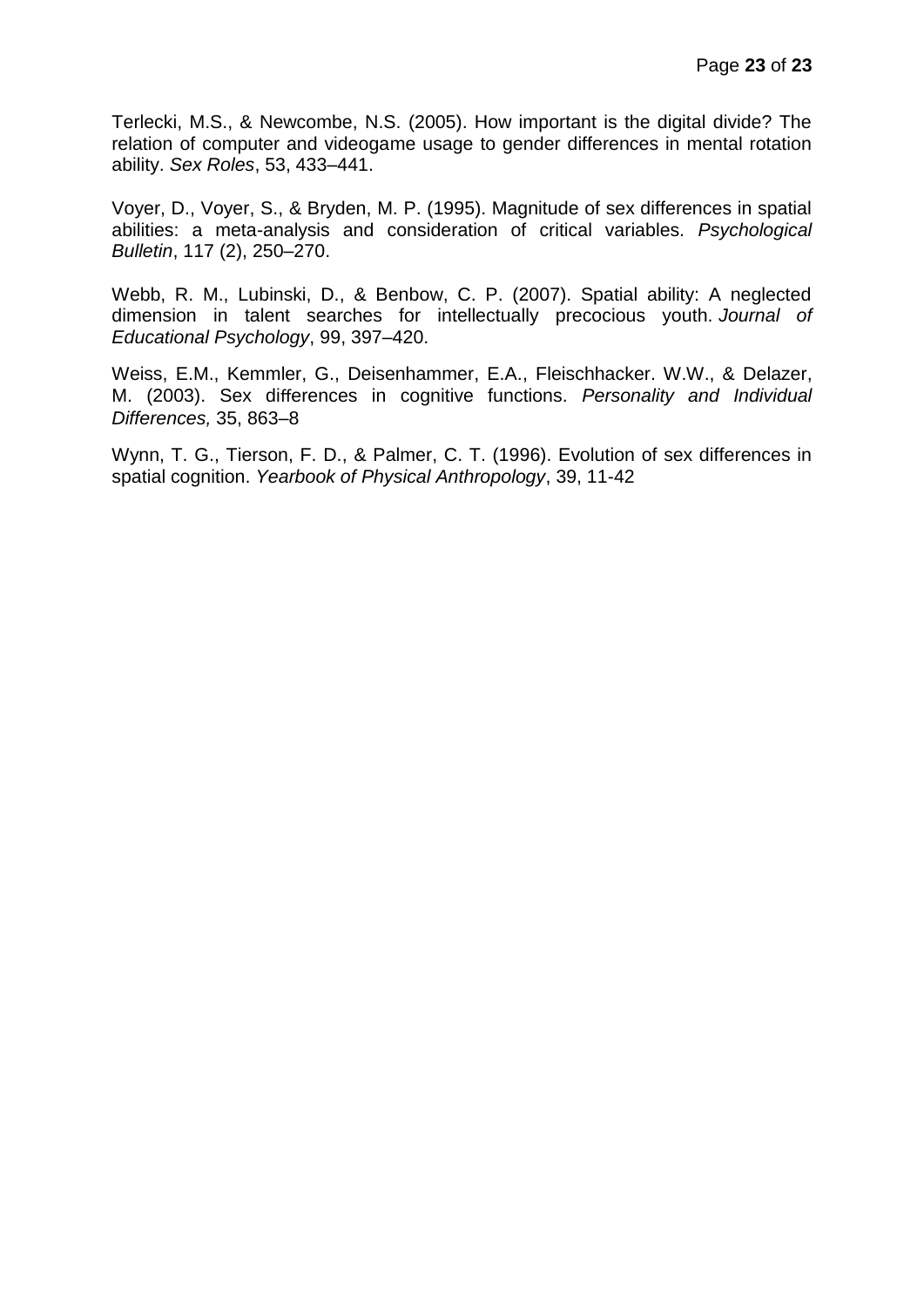Terlecki, M.S., & Newcombe, N.S. (2005). How important is the digital divide? The relation of computer and videogame usage to gender differences in mental rotation ability. *Sex Roles*, 53, 433–441.

Voyer, D., Voyer, S., & Bryden, M. P. (1995). Magnitude of sex differences in spatial abilities: a meta-analysis and consideration of critical variables. *Psychological Bulletin*, 117 (2), 250–270.

Webb, R. M., Lubinski, D., & Benbow, C. P. (2007). Spatial ability: A neglected dimension in talent searches for intellectually precocious youth. *Journal of Educational Psychology*, 99, 397–420.

Weiss, E.M., Kemmler, G., Deisenhammer, E.A., Fleischhacker. W.W., & Delazer, M. (2003). Sex differences in cognitive functions. *Personality and Individual Differences,* 35, 863–8

Wynn, T. G., Tierson, F. D., & Palmer, C. T. (1996). Evolution of sex differences in spatial cognition. *Yearbook of Physical Anthropology*, 39, 11-42